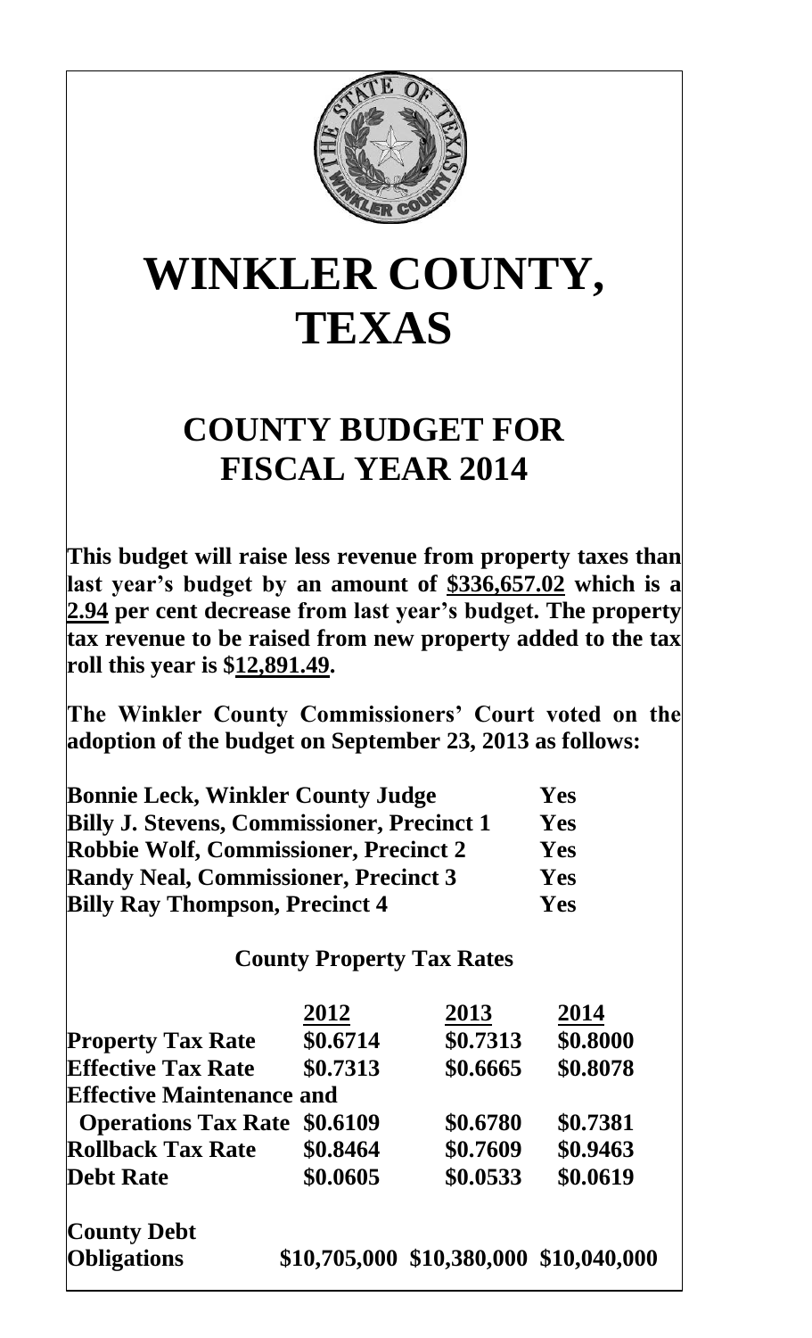# WINKLER COUNTY, TEXAS

## COUNTY BUDGET FOR FISCAL YEAR 2014

**This budget will raise less revenue from property taxes than last year's budget by an amount of $336,657.02 which is a 2.94 per cent decrease from last year's budget. The property tax revenue to be raised from new property added to the tax roll this year is $12,891.49.**

**The Winkler County Commissioners' Court voted on the adoption of the budget on September 23, 2013 as follows:**

| | |
|---|---|
| **Bonnie Leck, Winkler County Judge** | **Yes** |
| **Billy J. Stevens, Commissioner, Precinct 1** | **Yes** |
| **Robbie Wolf, Commissioner, Precinct 2** | **Yes** |
| **Randy Neal, Commissioner, Precinct 3** | **Yes** |
| **Billy Ray Thompson, Precinct 4** | **Yes** |

**County Property Tax Rates**

| | 2012 | 2013 | 2014 |
|---|---|---|---|
| **Property Tax Rate** | **$0.6714** | **$0.7313** | **$0.8000** |
| **Effective Tax Rate** | **$0.7313** | **$0.6665** | **$0.8078** |
| **Effective Maintenance and Operations Tax Rate** | **$0.6109** | **$0.6780** | **$0.7381** |
| **Rollback Tax Rate** | **$0.8464** | **$0.7609** | **$0.9463** |
| **Debt Rate** | **$0.0605** | **$0.0533** | **$0.0619** |
| **County Debt Obligations** | **$10,705,000** | **$10,380,000** | **$10,040,000** |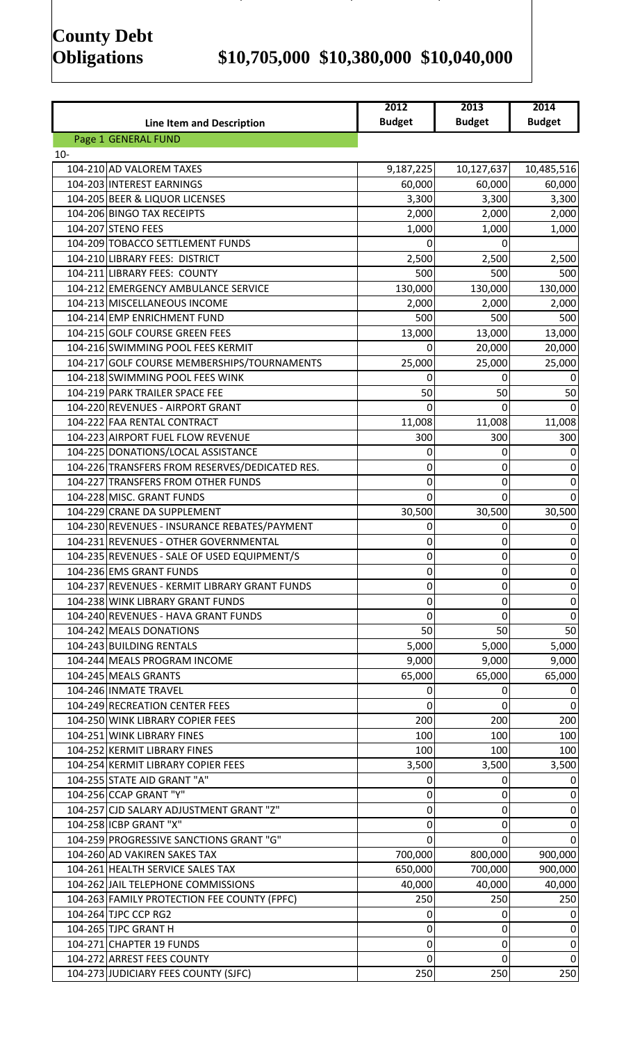# County Debt Obligations $10,705,000 $10,380,000 $10,040,000

| Line Item and Description | 2012 Budget | 2013 Budget | 2014 Budget |
|---|---|---|---|
| Page 1 GENERAL FUND | | | |
| 10- | | | |
| 104-210 AD VALOREM TAXES | 9,187,225 | 10,127,637 | 10,485,516 |
| 104-203 INTEREST EARNINGS | 60,000 | 60,000 | 60,000 |
| 104-205 BEER & LIQUOR LICENSES | 3,300 | 3,300 | 3,300 |
| 104-206 BINGO TAX RECEIPTS | 2,000 | 2,000 | 2,000 |
| 104-207 STENO FEES | 1,000 | 1,000 | 1,000 |
| 104-209 TOBACCO SETTLEMENT FUNDS | 0 | 0 | |
| 104-210 LIBRARY FEES: DISTRICT | 2,500 | 2,500 | 2,500 |
| 104-211 LIBRARY FEES: COUNTY | 500 | 500 | 500 |
| 104-212 EMERGENCY AMBULANCE SERVICE | 130,000 | 130,000 | 130,000 |
| 104-213 MISCELLANEOUS INCOME | 2,000 | 2,000 | 2,000 |
| 104-214 EMP ENRICHMENT FUND | 500 | 500 | 500 |
| 104-215 GOLF COURSE GREEN FEES | 13,000 | 13,000 | 13,000 |
| 104-216 SWIMMING POOL FEES KERMIT | 0 | 20,000 | 20,000 |
| 104-217 GOLF COURSE MEMBERSHIPS/TOURNAMENTS | 25,000 | 25,000 | 25,000 |
| 104-218 SWIMMING POOL FEES WINK | 0 | 0 | 0 |
| 104-219 PARK TRAILER SPACE FEE | 50 | 50 | 50 |
| 104-220 REVENUES - AIRPORT GRANT | 0 | 0 | 0 |
| 104-222 FAA RENTAL CONTRACT | 11,008 | 11,008 | 11,008 |
| 104-223 AIRPORT FUEL FLOW REVENUE | 300 | 300 | 300 |
| 104-225 DONATIONS/LOCAL ASSISTANCE | 0 | 0 | 0 |
| 104-226 TRANSFERS FROM RESERVES/DEDICATED RES. | 0 | 0 | 0 |
| 104-227 TRANSFERS FROM OTHER FUNDS | 0 | 0 | 0 |
| 104-228 MISC. GRANT FUNDS | 0 | 0 | 0 |
| 104-229 CRANE DA SUPPLEMENT | 30,500 | 30,500 | 30,500 |
| 104-230 REVENUES - INSURANCE REBATES/PAYMENT | 0 | 0 | 0 |
| 104-231 REVENUES - OTHER GOVERNMENTAL | 0 | 0 | 0 |
| 104-235 REVENUES - SALE OF USED EQUIPMENT/S | 0 | 0 | 0 |
| 104-236 EMS GRANT FUNDS | 0 | 0 | 0 |
| 104-237 REVENUES - KERMIT LIBRARY GRANT FUNDS | 0 | 0 | 0 |
| 104-238 WINK LIBRARY GRANT FUNDS | 0 | 0 | 0 |
| 104-240 REVENUES - HAVA GRANT FUNDS | 0 | 0 | 0 |
| 104-242 MEALS DONATIONS | 50 | 50 | 50 |
| 104-243 BUILDING RENTALS | 5,000 | 5,000 | 5,000 |
| 104-244 MEALS PROGRAM INCOME | 9,000 | 9,000 | 9,000 |
| 104-245 MEALS GRANTS | 65,000 | 65,000 | 65,000 |
| 104-246 INMATE TRAVEL | 0 | 0 | 0 |
| 104-249 RECREATION CENTER FEES | 0 | 0 | 0 |
| 104-250 WINK LIBRARY COPIER FEES | 200 | 200 | 200 |
| 104-251 WINK LIBRARY FINES | 100 | 100 | 100 |
| 104-252 KERMIT LIBRARY FINES | 100 | 100 | 100 |
| 104-254 KERMIT LIBRARY COPIER FEES | 3,500 | 3,500 | 3,500 |
| 104-255 STATE AID GRANT "A" | 0 | 0 | 0 |
| 104-256 CCAP GRANT "Y" | 0 | 0 | 0 |
| 104-257 CJD SALARY ADJUSTMENT GRANT "Z" | 0 | 0 | 0 |
| 104-258 ICBP GRANT "X" | 0 | 0 | 0 |
| 104-259 PROGRESSIVE SANCTIONS GRANT "G" | 0 | 0 | 0 |
| 104-260 AD VAKIREN SAKES TAX | 700,000 | 800,000 | 900,000 |
| 104-261 HEALTH SERVICE SALES TAX | 650,000 | 700,000 | 900,000 |
| 104-262 JAIL TELEPHONE COMMISSIONS | 40,000 | 40,000 | 40,000 |
| 104-263 FAMILY PROTECTION FEE COUNTY (FPFC) | 250 | 250 | 250 |
| 104-264 TJPC CCP RG2 | 0 | 0 | 0 |
| 104-265 TJPC GRANT H | 0 | 0 | 0 |
| 104-271 CHAPTER 19 FUNDS | 0 | 0 | 0 |
| 104-272 ARREST FEES COUNTY | 0 | 0 | 0 |
| 104-273 JUDICIARY FEES COUNTY (SJFC) | 250 | 250 | 250 |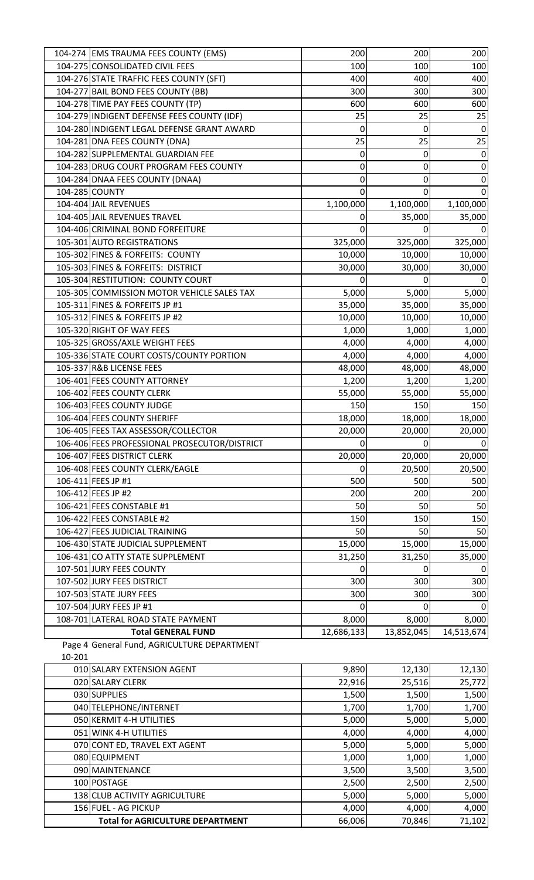| | | | | |
|---|---|---|---|---|
| 104-274 | EMS TRAUMA FEES COUNTY (EMS) | 200 | 200 | 200 |
| 104-275 | CONSOLIDATED CIVIL FEES | 100 | 100 | 100 |
| 104-276 | STATE TRAFFIC FEES COUNTY (SFT) | 400 | 400 | 400 |
| 104-277 | BAIL BOND FEES COUNTY (BB) | 300 | 300 | 300 |
| 104-278 | TIME PAY FEES COUNTY (TP) | 600 | 600 | 600 |
| 104-279 | INDIGENT DEFENSE FEES COUNTY (IDF) | 25 | 25 | 25 |
| 104-280 | INDIGENT LEGAL DEFENSE GRANT AWARD | 0 | 0 | 0 |
| 104-281 | DNA FEES COUNTY (DNA) | 25 | 25 | 25 |
| 104-282 | SUPPLEMENTAL GUARDIAN FEE | 0 | 0 | 0 |
| 104-283 | DRUG COURT PROGRAM FEES COUNTY | 0 | 0 | 0 |
| 104-284 | DNAA FEES COUNTY (DNAA) | 0 | 0 | 0 |
| 104-285 | COUNTY | 0 | 0 | 0 |
| 104-404 | JAIL REVENUES | 1,100,000 | 1,100,000 | 1,100,000 |
| 104-405 | JAIL REVENUES TRAVEL | 0 | 35,000 | 35,000 |
| 104-406 | CRIMINAL BOND FORFEITURE | 0 | 0 | 0 |
| 105-301 | AUTO REGISTRATIONS | 325,000 | 325,000 | 325,000 |
| 105-302 | FINES & FORFEITS: COUNTY | 10,000 | 10,000 | 10,000 |
| 105-303 | FINES & FORFEITS: DISTRICT | 30,000 | 30,000 | 30,000 |
| 105-304 | RESTITUTION: COUNTY COURT | 0 | 0 | 0 |
| 105-305 | COMMISSION MOTOR VEHICLE SALES TAX | 5,000 | 5,000 | 5,000 |
| 105-311 | FINES & FORFEITS JP #1 | 35,000 | 35,000 | 35,000 |
| 105-312 | FINES & FORFEITS JP #2 | 10,000 | 10,000 | 10,000 |
| 105-320 | RIGHT OF WAY FEES | 1,000 | 1,000 | 1,000 |
| 105-325 | GROSS/AXLE WEIGHT FEES | 4,000 | 4,000 | 4,000 |
| 105-336 | STATE COURT COSTS/COUNTY PORTION | 4,000 | 4,000 | 4,000 |
| 105-337 | R&B LICENSE FEES | 48,000 | 48,000 | 48,000 |
| 106-401 | FEES COUNTY ATTORNEY | 1,200 | 1,200 | 1,200 |
| 106-402 | FEES COUNTY CLERK | 55,000 | 55,000 | 55,000 |
| 106-403 | FEES COUNTY JUDGE | 150 | 150 | 150 |
| 106-404 | FEES COUNTY SHERIFF | 18,000 | 18,000 | 18,000 |
| 106-405 | FEES TAX ASSESSOR/COLLECTOR | 20,000 | 20,000 | 20,000 |
| 106-406 | FEES PROFESSIONAL PROSECUTOR/DISTRICT | 0 | 0 | 0 |
| 106-407 | FEES DISTRICT CLERK | 20,000 | 20,000 | 20,000 |
| 106-408 | FEES COUNTY CLERK/EAGLE | 0 | 20,500 | 20,500 |
| 106-411 | FEES JP #1 | 500 | 500 | 500 |
| 106-412 | FEES JP #2 | 200 | 200 | 200 |
| 106-421 | FEES CONSTABLE #1 | 50 | 50 | 50 |
| 106-422 | FEES CONSTABLE #2 | 150 | 150 | 150 |
| 106-427 | FEES JUDICIAL TRAINING | 50 | 50 | 50 |
| 106-430 | STATE JUDICIAL SUPPLEMENT | 15,000 | 15,000 | 15,000 |
| 106-431 | CO ATTY STATE SUPPLEMENT | 31,250 | 31,250 | 35,000 |
| 107-501 | JURY FEES COUNTY | 0 | 0 | 0 |
| 107-502 | JURY FEES DISTRICT | 300 | 300 | 300 |
| 107-503 | STATE JURY FEES | 300 | 300 | 300 |
| 107-504 | JURY FEES JP #1 | 0 | 0 | 0 |
| 108-701 | LATERAL ROAD STATE PAYMENT | 8,000 | 8,000 | 8,000 |
| | **Total GENERAL FUND** | 12,686,133 | 13,852,045 | 14,513,674 |

Page 4 General Fund, AGRICULTURE DEPARTMENT

10-201

| | | | | |
|---|---|---|---|---|
| 010 | SALARY EXTENSION AGENT | 9,890 | 12,130 | 12,130 |
| 020 | SALARY CLERK | 22,916 | 25,516 | 25,772 |
| 030 | SUPPLIES | 1,500 | 1,500 | 1,500 |
| 040 | TELEPHONE/INTERNET | 1,700 | 1,700 | 1,700 |
| 050 | KERMIT 4-H UTILITIES | 5,000 | 5,000 | 5,000 |
| 051 | WINK 4-H UTILITIES | 4,000 | 4,000 | 4,000 |
| 070 | CONT ED, TRAVEL EXT AGENT | 5,000 | 5,000 | 5,000 |
| 080 | EQUIPMENT | 1,000 | 1,000 | 1,000 |
| 090 | MAINTENANCE | 3,500 | 3,500 | 3,500 |
| 100 | POSTAGE | 2,500 | 2,500 | 2,500 |
| 138 | CLUB ACTIVITY AGRICULTURE | 5,000 | 5,000 | 5,000 |
| 156 | FUEL - AG PICKUP | 4,000 | 4,000 | 4,000 |
| | **Total for AGRICULTURE DEPARTMENT** | 66,006 | 70,846 | 71,102 |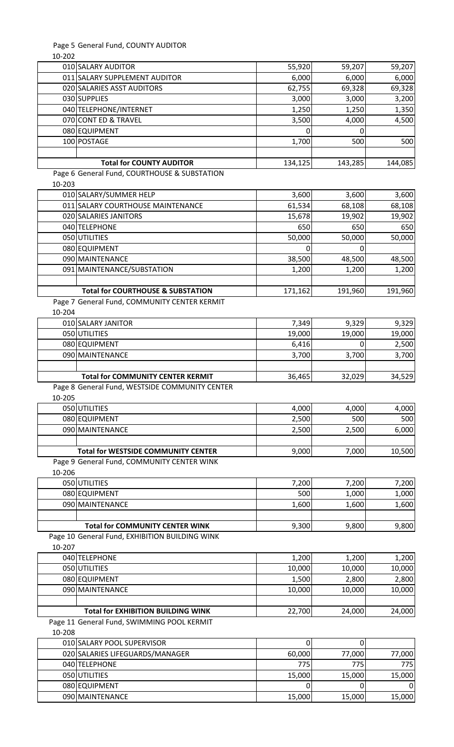Page 5 General Fund, COUNTY AUDITOR

10-202

| | | | | |
|---|---|---|---|---|
| 010 | SALARY AUDITOR | 55,920 | 59,207 | 59,207 |
| 011 | SALARY SUPPLEMENT AUDITOR | 6,000 | 6,000 | 6,000 |
| 020 | SALARIES ASST AUDITORS | 62,755 | 69,328 | 69,328 |
| 030 | SUPPLIES | 3,000 | 3,000 | 3,200 |
| 040 | TELEPHONE/INTERNET | 1,250 | 1,250 | 1,350 |
| 070 | CONT ED & TRAVEL | 3,500 | 4,000 | 4,500 |
| 080 | EQUIPMENT | 0 | 0 | |
| 100 | POSTAGE | 1,700 | 500 | 500 |
| | | | | |
| | **Total for COUNTY AUDITOR** | 134,125 | 143,285 | 144,085 |

Page 6 General Fund, COURTHOUSE & SUBSTATION

10-203

| | | | | |
|---|---|---|---|---|
| 010 | SALARY/SUMMER HELP | 3,600 | 3,600 | 3,600 |
| 011 | SALARY COURTHOUSE MAINTENANCE | 61,534 | 68,108 | 68,108 |
| 020 | SALARIES JANITORS | 15,678 | 19,902 | 19,902 |
| 040 | TELEPHONE | 650 | 650 | 650 |
| 050 | UTILITIES | 50,000 | 50,000 | 50,000 |
| 080 | EQUIPMENT | 0 | 0 | |
| 090 | MAINTENANCE | 38,500 | 48,500 | 48,500 |
| 091 | MAINTENANCE/SUBSTATION | 1,200 | 1,200 | 1,200 |
| | | | | |
| | **Total for COURTHOUSE & SUBSTATION** | 171,162 | 191,960 | 191,960 |

Page 7 General Fund, COMMUNITY CENTER KERMIT

10-204

| | | | | |
|---|---|---|---|---|
| 010 | SALARY JANITOR | 7,349 | 9,329 | 9,329 |
| 050 | UTILITIES | 19,000 | 19,000 | 19,000 |
| 080 | EQUIPMENT | 6,416 | 0 | 2,500 |
| 090 | MAINTENANCE | 3,700 | 3,700 | 3,700 |
| | | | | |
| | **Total for COMMUNITY CENTER KERMIT** | 36,465 | 32,029 | 34,529 |

Page 8 General Fund, WESTSIDE COMMUNITY CENTER

10-205

| | | | | |
|---|---|---|---|---|
| 050 | UTILITIES | 4,000 | 4,000 | 4,000 |
| 080 | EQUIPMENT | 2,500 | 500 | 500 |
| 090 | MAINTENANCE | 2,500 | 2,500 | 6,000 |
| | | | | |
| | **Total for WESTSIDE COMMUNITY CENTER** | 9,000 | 7,000 | 10,500 |

Page 9 General Fund, COMMUNITY CENTER WINK

10-206

| | | | | |
|---|---|---|---|---|
| 050 | UTILITIES | 7,200 | 7,200 | 7,200 |
| 080 | EQUIPMENT | 500 | 1,000 | 1,000 |
| 090 | MAINTENANCE | 1,600 | 1,600 | 1,600 |
| | | | | |
| | **Total for COMMUNITY CENTER WINK** | 9,300 | 9,800 | 9,800 |

Page 10 General Fund, EXHIBITION BUILDING WINK

10-207

| | | | | |
|---|---|---|---|---|
| 040 | TELEPHONE | 1,200 | 1,200 | 1,200 |
| 050 | UTILITIES | 10,000 | 10,000 | 10,000 |
| 080 | EQUIPMENT | 1,500 | 2,800 | 2,800 |
| 090 | MAINTENANCE | 10,000 | 10,000 | 10,000 |
| | | | | |
| | **Total for EXHIBITION BUILDING WINK** | 22,700 | 24,000 | 24,000 |

Page 11 General Fund, SWIMMING POOL KERMIT

10-208

| | | | | |
|---|---|---|---|---|
| 010 | SALARY POOL SUPERVISOR | 0 | 0 | |
| 020 | SALARIES LIFEGUARDS/MANAGER | 60,000 | 77,000 | 77,000 |
| 040 | TELEPHONE | 775 | 775 | 775 |
| 050 | UTILITIES | 15,000 | 15,000 | 15,000 |
| 080 | EQUIPMENT | 0 | 0 | 0 |
| 090 | MAINTENANCE | 15,000 | 15,000 | 15,000 |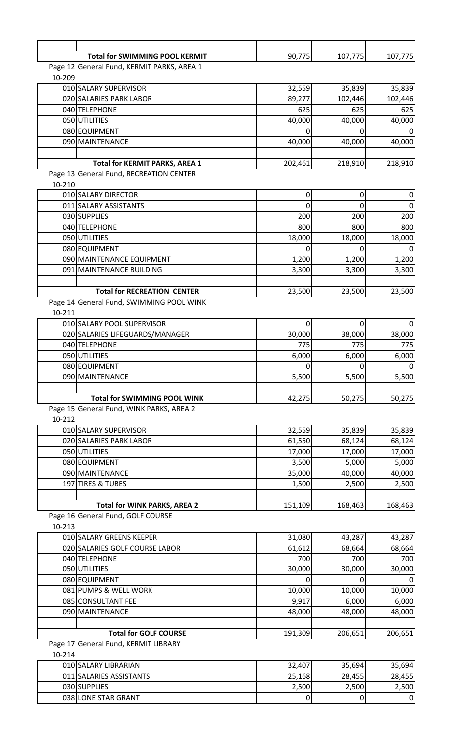| | | | | |
|---|---|---|---|---|
| | **Total for SWIMMING POOL KERMIT** | 90,775 | 107,775 | 107,775 |

Page 12 General Fund, KERMIT PARKS, AREA 1

10-209

| | | | | |
|---|---|---|---|---|
| 010 | SALARY SUPERVISOR | 32,559 | 35,839 | 35,839 |
| 020 | SALARIES PARK LABOR | 89,277 | 102,446 | 102,446 |
| 040 | TELEPHONE | 625 | 625 | 625 |
| 050 | UTILITIES | 40,000 | 40,000 | 40,000 |
| 080 | EQUIPMENT | 0 | 0 | 0 |
| 090 | MAINTENANCE | 40,000 | 40,000 | 40,000 |
| | | | | |
| | **Total for KERMIT PARKS, AREA 1** | 202,461 | 218,910 | 218,910 |

Page 13 General Fund, RECREATION CENTER

10-210

| | | | | |
|---|---|---|---|---|
| 010 | SALARY DIRECTOR | 0 | 0 | 0 |
| 011 | SALARY ASSISTANTS | 0 | 0 | 0 |
| 030 | SUPPLIES | 200 | 200 | 200 |
| 040 | TELEPHONE | 800 | 800 | 800 |
| 050 | UTILITIES | 18,000 | 18,000 | 18,000 |
| 080 | EQUIPMENT | 0 | 0 | 0 |
| 090 | MAINTENANCE EQUIPMENT | 1,200 | 1,200 | 1,200 |
| 091 | MAINTENANCE BUILDING | 3,300 | 3,300 | 3,300 |
| | | | | |
| | **Total for RECREATION CENTER** | 23,500 | 23,500 | 23,500 |

Page 14 General Fund, SWIMMING POOL WINK

10-211

| | | | | |
|---|---|---|---|---|
| 010 | SALARY POOL SUPERVISOR | 0 | 0 | 0 |
| 020 | SALARIES LIFEGUARDS/MANAGER | 30,000 | 38,000 | 38,000 |
| 040 | TELEPHONE | 775 | 775 | 775 |
| 050 | UTILITIES | 6,000 | 6,000 | 6,000 |
| 080 | EQUIPMENT | 0 | 0 | 0 |
| 090 | MAINTENANCE | 5,500 | 5,500 | 5,500 |
| | | | | |
| | **Total for SWIMMING POOL WINK** | 42,275 | 50,275 | 50,275 |

Page 15 General Fund, WINK PARKS, AREA 2

10-212

| | | | | |
|---|---|---|---|---|
| 010 | SALARY SUPERVISOR | 32,559 | 35,839 | 35,839 |
| 020 | SALARIES PARK LABOR | 61,550 | 68,124 | 68,124 |
| 050 | UTILITIES | 17,000 | 17,000 | 17,000 |
| 080 | EQUIPMENT | 3,500 | 5,000 | 5,000 |
| 090 | MAINTENANCE | 35,000 | 40,000 | 40,000 |
| 197 | TIRES & TUBES | 1,500 | 2,500 | 2,500 |
| | | | | |
| | **Total for WINK PARKS, AREA 2** | 151,109 | 168,463 | 168,463 |

Page 16 General Fund, GOLF COURSE

10-213

| | | | | |
|---|---|---|---|---|
| 010 | SALARY GREENS KEEPER | 31,080 | 43,287 | 43,287 |
| 020 | SALARIES GOLF COURSE LABOR | 61,612 | 68,664 | 68,664 |
| 040 | TELEPHONE | 700 | 700 | 700 |
| 050 | UTILITIES | 30,000 | 30,000 | 30,000 |
| 080 | EQUIPMENT | 0 | 0 | 0 |
| 081 | PUMPS & WELL WORK | 10,000 | 10,000 | 10,000 |
| 085 | CONSULTANT FEE | 9,917 | 6,000 | 6,000 |
| 090 | MAINTENANCE | 48,000 | 48,000 | 48,000 |
| | | | | |
| | **Total for GOLF COURSE** | 191,309 | 206,651 | 206,651 |

Page 17 General Fund, KERMIT LIBRARY

10-214

| | | | | |
|---|---|---|---|---|
| 010 | SALARY LIBRARIAN | 32,407 | 35,694 | 35,694 |
| 011 | SALARIES ASSISTANTS | 25,168 | 28,455 | 28,455 |
| 030 | SUPPLIES | 2,500 | 2,500 | 2,500 |
| 038 | LONE STAR GRANT | 0 | 0 | 0 |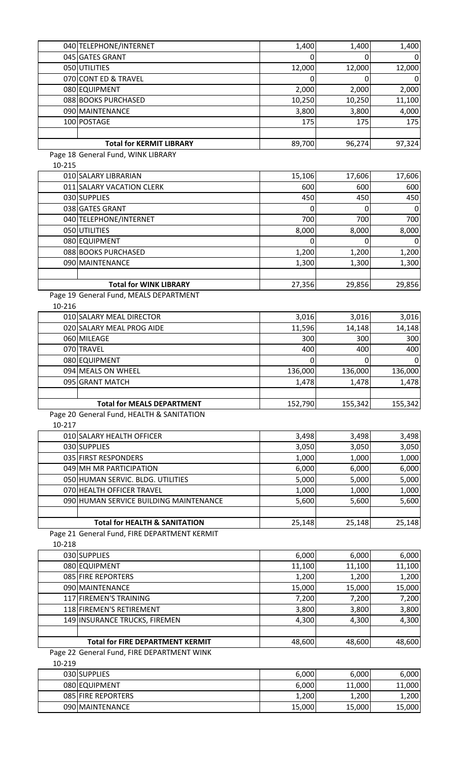| | | | | |
|---|---|---|---|---|
| 040 | TELEPHONE/INTERNET | 1,400 | 1,400 | 1,400 |
| 045 | GATES GRANT | 0 | 0 | 0 |
| 050 | UTILITIES | 12,000 | 12,000 | 12,000 |
| 070 | CONT ED & TRAVEL | 0 | 0 | 0 |
| 080 | EQUIPMENT | 2,000 | 2,000 | 2,000 |
| 088 | BOOKS PURCHASED | 10,250 | 10,250 | 11,100 |
| 090 | MAINTENANCE | 3,800 | 3,800 | 4,000 |
| 100 | POSTAGE | 175 | 175 | 175 |
| | | | | |
| | **Total for KERMIT LIBRARY** | 89,700 | 96,274 | 97,324 |

Page 18 General Fund, WINK LIBRARY

10-215

| | | | | |
|---|---|---|---|---|
| 010 | SALARY LIBRARIAN | 15,106 | 17,606 | 17,606 |
| 011 | SALARY VACATION CLERK | 600 | 600 | 600 |
| 030 | SUPPLIES | 450 | 450 | 450 |
| 038 | GATES GRANT | 0 | 0 | 0 |
| 040 | TELEPHONE/INTERNET | 700 | 700 | 700 |
| 050 | UTILITIES | 8,000 | 8,000 | 8,000 |
| 080 | EQUIPMENT | 0 | 0 | 0 |
| 088 | BOOKS PURCHASED | 1,200 | 1,200 | 1,200 |
| 090 | MAINTENANCE | 1,300 | 1,300 | 1,300 |
| | | | | |
| | **Total for WINK LIBRARY** | 27,356 | 29,856 | 29,856 |

Page 19 General Fund, MEALS DEPARTMENT

10-216

| | | | | |
|---|---|---|---|---|
| 010 | SALARY MEAL DIRECTOR | 3,016 | 3,016 | 3,016 |
| 020 | SALARY MEAL PROG AIDE | 11,596 | 14,148 | 14,148 |
| 060 | MILEAGE | 300 | 300 | 300 |
| 070 | TRAVEL | 400 | 400 | 400 |
| 080 | EQUIPMENT | 0 | 0 | 0 |
| 094 | MEALS ON WHEEL | 136,000 | 136,000 | 136,000 |
| 095 | GRANT MATCH | 1,478 | 1,478 | 1,478 |
| | | | | |
| | **Total for MEALS DEPARTMENT** | 152,790 | 155,342 | 155,342 |

Page 20 General Fund, HEALTH & SANITATION

10-217

| | | | | |
|---|---|---|---|---|
| 010 | SALARY HEALTH OFFICER | 3,498 | 3,498 | 3,498 |
| 030 | SUPPLIES | 3,050 | 3,050 | 3,050 |
| 035 | FIRST RESPONDERS | 1,000 | 1,000 | 1,000 |
| 049 | MH MR PARTICIPATION | 6,000 | 6,000 | 6,000 |
| 050 | HUMAN SERVIC. BLDG. UTILITIES | 5,000 | 5,000 | 5,000 |
| 070 | HEALTH OFFICER TRAVEL | 1,000 | 1,000 | 1,000 |
| 090 | HUMAN SERVICE BUILDING MAINTENANCE | 5,600 | 5,600 | 5,600 |
| | | | | |
| | **Total for HEALTH & SANITATION** | 25,148 | 25,148 | 25,148 |

Page 21 General Fund, FIRE DEPARTMENT KERMIT

10-218

| | | | | |
|---|---|---|---|---|
| 030 | SUPPLIES | 6,000 | 6,000 | 6,000 |
| 080 | EQUIPMENT | 11,100 | 11,100 | 11,100 |
| 085 | FIRE REPORTERS | 1,200 | 1,200 | 1,200 |
| 090 | MAINTENANCE | 15,000 | 15,000 | 15,000 |
| 117 | FIREMEN'S TRAINING | 7,200 | 7,200 | 7,200 |
| 118 | FIREMEN'S RETIREMENT | 3,800 | 3,800 | 3,800 |
| 149 | INSURANCE TRUCKS, FIREMEN | 4,300 | 4,300 | 4,300 |
| | | | | |
| | **Total for FIRE DEPARTMENT KERMIT** | 48,600 | 48,600 | 48,600 |

Page 22 General Fund, FIRE DEPARTMENT WINK

10-219

| | | | | |
|---|---|---|---|---|
| 030 | SUPPLIES | 6,000 | 6,000 | 6,000 |
| 080 | EQUIPMENT | 6,000 | 11,000 | 11,000 |
| 085 | FIRE REPORTERS | 1,200 | 1,200 | 1,200 |
| 090 | MAINTENANCE | 15,000 | 15,000 | 15,000 |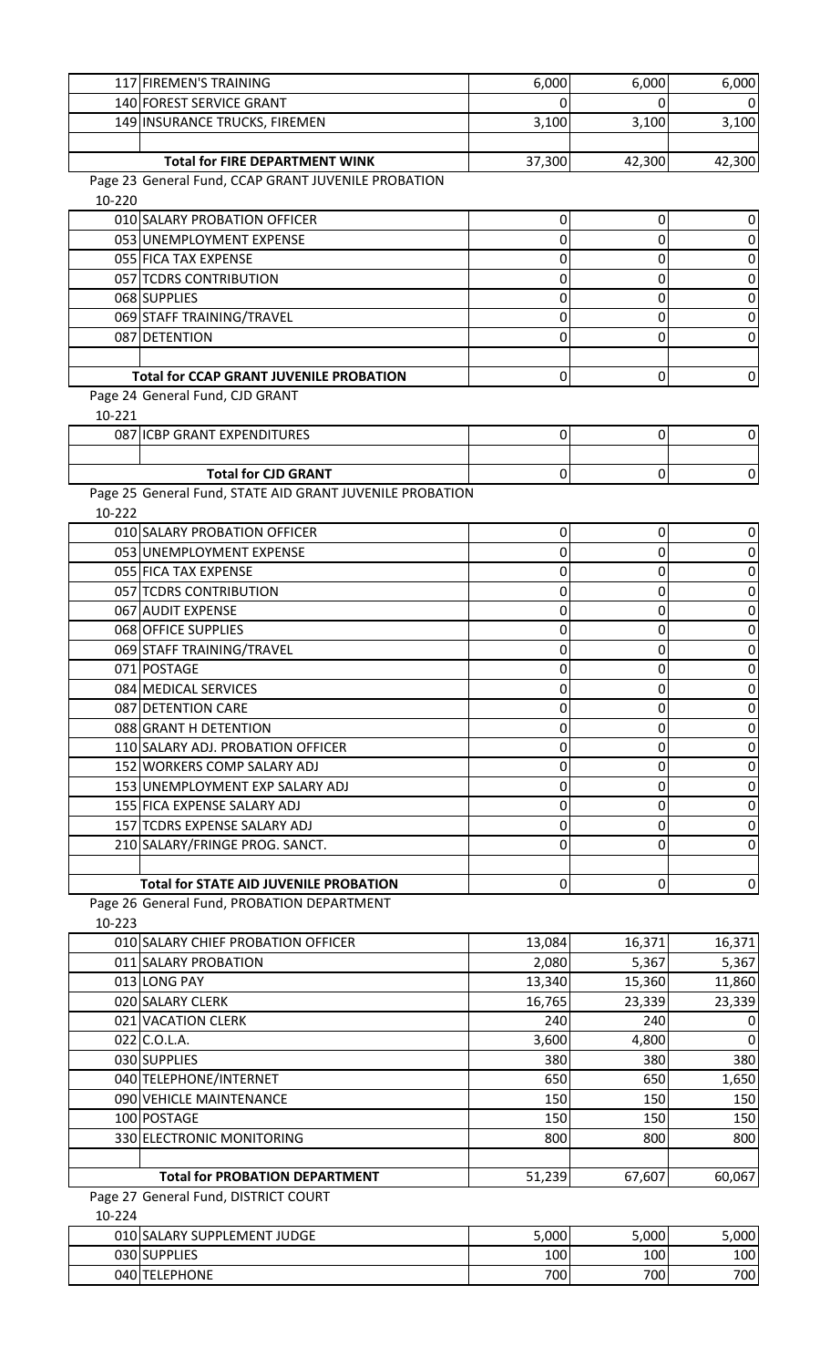| | | | | |
|---|---|---|---|---|
| 117 | FIREMEN'S TRAINING | 6,000 | 6,000 | 6,000 |
| 140 | FOREST SERVICE GRANT | 0 | 0 | 0 |
| 149 | INSURANCE TRUCKS, FIREMEN | 3,100 | 3,100 | 3,100 |
| | | | | |
| | **Total for FIRE DEPARTMENT WINK** | 37,300 | 42,300 | 42,300 |

Page 23 General Fund, CCAP GRANT JUVENILE PROBATION

10-220

| | | | | |
|---|---|---|---|---|
| 010 | SALARY PROBATION OFFICER | 0 | 0 | 0 |
| 053 | UNEMPLOYMENT EXPENSE | 0 | 0 | 0 |
| 055 | FICA TAX EXPENSE | 0 | 0 | 0 |
| 057 | TCDRS CONTRIBUTION | 0 | 0 | 0 |
| 068 | SUPPLIES | 0 | 0 | 0 |
| 069 | STAFF TRAINING/TRAVEL | 0 | 0 | 0 |
| 087 | DETENTION | 0 | 0 | 0 |
| | | | | |
| | **Total for CCAP GRANT JUVENILE PROBATION** | 0 | 0 | 0 |

Page 24 General Fund, CJD GRANT

10-221

| | | | | |
|---|---|---|---|---|
| 087 | ICBP GRANT EXPENDITURES | 0 | 0 | 0 |
| | | | | |
| | **Total for CJD GRANT** | 0 | 0 | 0 |

Page 25 General Fund, STATE AID GRANT JUVENILE PROBATION

10-222

| | | | | |
|---|---|---|---|---|
| 010 | SALARY PROBATION OFFICER | 0 | 0 | 0 |
| 053 | UNEMPLOYMENT EXPENSE | 0 | 0 | 0 |
| 055 | FICA TAX EXPENSE | 0 | 0 | 0 |
| 057 | TCDRS CONTRIBUTION | 0 | 0 | 0 |
| 067 | AUDIT EXPENSE | 0 | 0 | 0 |
| 068 | OFFICE SUPPLIES | 0 | 0 | 0 |
| 069 | STAFF TRAINING/TRAVEL | 0 | 0 | 0 |
| 071 | POSTAGE | 0 | 0 | 0 |
| 084 | MEDICAL SERVICES | 0 | 0 | 0 |
| 087 | DETENTION CARE | 0 | 0 | 0 |
| 088 | GRANT H DETENTION | 0 | 0 | 0 |
| 110 | SALARY ADJ. PROBATION OFFICER | 0 | 0 | 0 |
| 152 | WORKERS COMP SALARY ADJ | 0 | 0 | 0 |
| 153 | UNEMPLOYMENT EXP SALARY ADJ | 0 | 0 | 0 |
| 155 | FICA EXPENSE SALARY ADJ | 0 | 0 | 0 |
| 157 | TCDRS EXPENSE SALARY ADJ | 0 | 0 | 0 |
| 210 | SALARY/FRINGE PROG. SANCT. | 0 | 0 | 0 |
| | | | | |
| | **Total for STATE AID JUVENILE PROBATION** | 0 | 0 | 0 |

Page 26 General Fund, PROBATION DEPARTMENT

10-223

| | | | | |
|---|---|---|---|---|
| 010 | SALARY CHIEF PROBATION OFFICER | 13,084 | 16,371 | 16,371 |
| 011 | SALARY PROBATION | 2,080 | 5,367 | 5,367 |
| 013 | LONG PAY | 13,340 | 15,360 | 11,860 |
| 020 | SALARY CLERK | 16,765 | 23,339 | 23,339 |
| 021 | VACATION CLERK | 240 | 240 | 0 |
| 022 | C.O.L.A. | 3,600 | 4,800 | 0 |
| 030 | SUPPLIES | 380 | 380 | 380 |
| 040 | TELEPHONE/INTERNET | 650 | 650 | 1,650 |
| 090 | VEHICLE MAINTENANCE | 150 | 150 | 150 |
| 100 | POSTAGE | 150 | 150 | 150 |
| 330 | ELECTRONIC MONITORING | 800 | 800 | 800 |
| | | | | |
| | **Total for PROBATION DEPARTMENT** | 51,239 | 67,607 | 60,067 |

Page 27 General Fund, DISTRICT COURT

10-224

| | | | | |
|---|---|---|---|---|
| 010 | SALARY SUPPLEMENT JUDGE | 5,000 | 5,000 | 5,000 |
| 030 | SUPPLIES | 100 | 100 | 100 |
| 040 | TELEPHONE | 700 | 700 | 700 |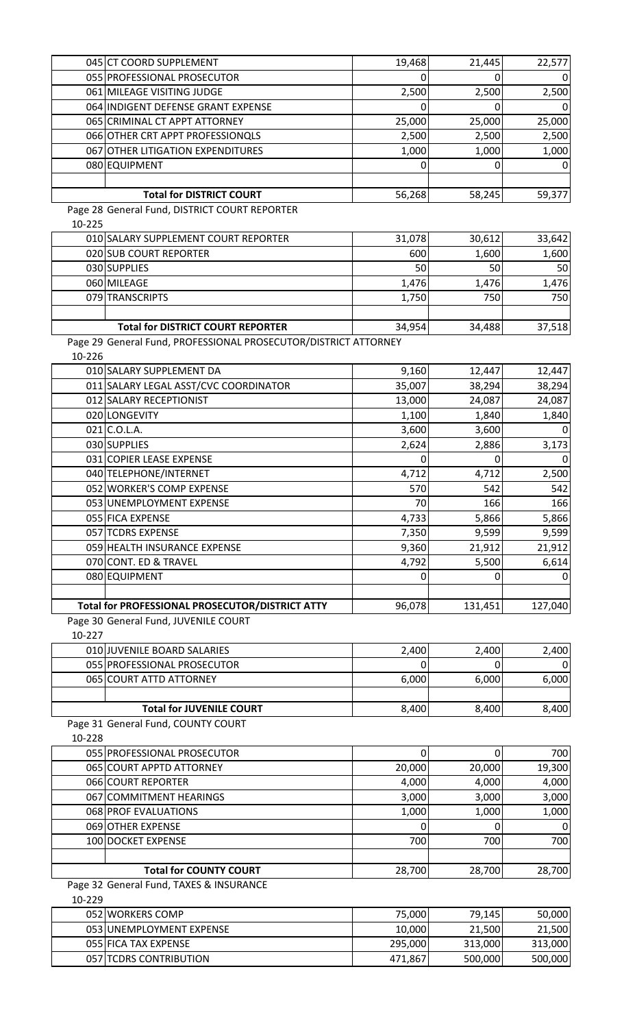| | | | | |
|---|---|---|---|---|
| 045 | CT COORD SUPPLEMENT | 19,468 | 21,445 | 22,577 |
| 055 | PROFESSIONAL PROSECUTOR | 0 | 0 | 0 |
| 061 | MILEAGE VISITING JUDGE | 2,500 | 2,500 | 2,500 |
| 064 | INDIGENT DEFENSE GRANT EXPENSE | 0 | 0 | 0 |
| 065 | CRIMINAL CT APPT ATTORNEY | 25,000 | 25,000 | 25,000 |
| 066 | OTHER CRT APPT PROFESSIONQLS | 2,500 | 2,500 | 2,500 |
| 067 | OTHER LITIGATION EXPENDITURES | 1,000 | 1,000 | 1,000 |
| 080 | EQUIPMENT | 0 | 0 | 0 |
| | | | | |
| | **Total for DISTRICT COURT** | 56,268 | 58,245 | 59,377 |

Page 28 General Fund, DISTRICT COURT REPORTER

10-225

| | | | | |
|---|---|---|---|---|
| 010 | SALARY SUPPLEMENT COURT REPORTER | 31,078 | 30,612 | 33,642 |
| 020 | SUB COURT REPORTER | 600 | 1,600 | 1,600 |
| 030 | SUPPLIES | 50 | 50 | 50 |
| 060 | MILEAGE | 1,476 | 1,476 | 1,476 |
| 079 | TRANSCRIPTS | 1,750 | 750 | 750 |
| | | | | |
| | **Total for DISTRICT COURT REPORTER** | 34,954 | 34,488 | 37,518 |

Page 29 General Fund, PROFESSIONAL PROSECUTOR/DISTRICT ATTORNEY

10-226

| | | | | |
|---|---|---|---|---|
| 010 | SALARY SUPPLEMENT DA | 9,160 | 12,447 | 12,447 |
| 011 | SALARY LEGAL ASST/CVC COORDINATOR | 35,007 | 38,294 | 38,294 |
| 012 | SALARY RECEPTIONIST | 13,000 | 24,087 | 24,087 |
| 020 | LONGEVITY | 1,100 | 1,840 | 1,840 |
| 021 | C.O.L.A. | 3,600 | 3,600 | 0 |
| 030 | SUPPLIES | 2,624 | 2,886 | 3,173 |
| 031 | COPIER LEASE EXPENSE | 0 | 0 | 0 |
| 040 | TELEPHONE/INTERNET | 4,712 | 4,712 | 2,500 |
| 052 | WORKER'S COMP EXPENSE | 570 | 542 | 542 |
| 053 | UNEMPLOYMENT EXPENSE | 70 | 166 | 166 |
| 055 | FICA EXPENSE | 4,733 | 5,866 | 5,866 |
| 057 | TCDRS EXPENSE | 7,350 | 9,599 | 9,599 |
| 059 | HEALTH INSURANCE EXPENSE | 9,360 | 21,912 | 21,912 |
| 070 | CONT. ED & TRAVEL | 4,792 | 5,500 | 6,614 |
| 080 | EQUIPMENT | 0 | 0 | 0 |
| | | | | |
| | **Total for PROFESSIONAL PROSECUTOR/DISTRICT ATTY** | 96,078 | 131,451 | 127,040 |

Page 30 General Fund, JUVENILE COURT

10-227

| | | | | |
|---|---|---|---|---|
| 010 | JUVENILE BOARD SALARIES | 2,400 | 2,400 | 2,400 |
| 055 | PROFESSIONAL PROSECUTOR | 0 | 0 | 0 |
| 065 | COURT ATTD ATTORNEY | 6,000 | 6,000 | 6,000 |
| | | | | |
| | **Total for JUVENILE COURT** | 8,400 | 8,400 | 8,400 |

Page 31 General Fund, COUNTY COURT

10-228

| | | | | |
|---|---|---|---|---|
| 055 | PROFESSIONAL PROSECUTOR | 0 | 0 | 700 |
| 065 | COURT APPTD ATTORNEY | 20,000 | 20,000 | 19,300 |
| 066 | COURT REPORTER | 4,000 | 4,000 | 4,000 |
| 067 | COMMITMENT HEARINGS | 3,000 | 3,000 | 3,000 |
| 068 | PROF EVALUATIONS | 1,000 | 1,000 | 1,000 |
| 069 | OTHER EXPENSE | 0 | 0 | 0 |
| 100 | DOCKET EXPENSE | 700 | 700 | 700 |
| | | | | |
| | **Total for COUNTY COURT** | 28,700 | 28,700 | 28,700 |

Page 32 General Fund, TAXES & INSURANCE

10-229

| | | | | |
|---|---|---|---|---|
| 052 | WORKERS COMP | 75,000 | 79,145 | 50,000 |
| 053 | UNEMPLOYMENT EXPENSE | 10,000 | 21,500 | 21,500 |
| 055 | FICA TAX EXPENSE | 295,000 | 313,000 | 313,000 |
| 057 | TCDRS CONTRIBUTION | 471,867 | 500,000 | 500,000 |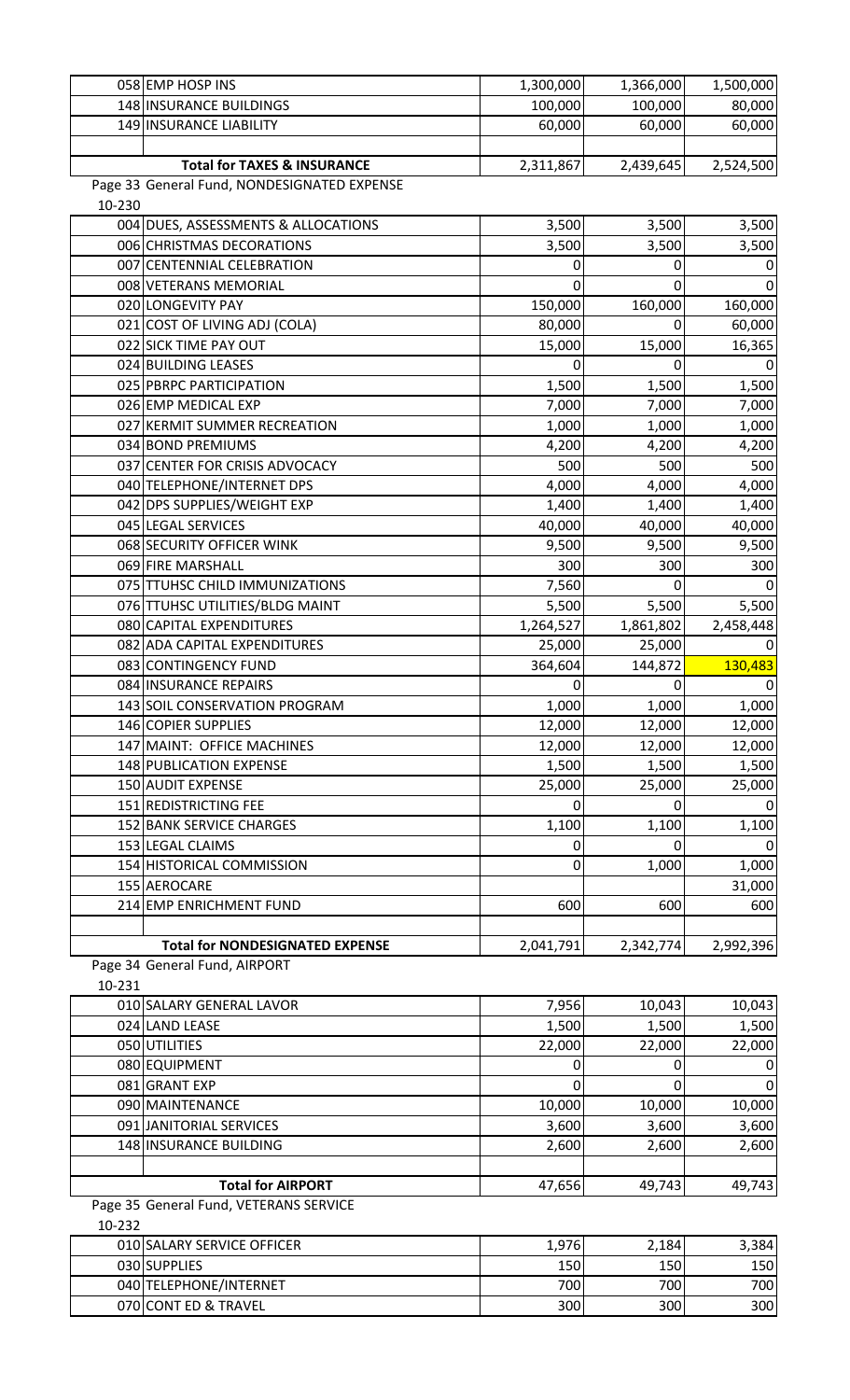| | | | | |
|---|---|---|---|---|
| 058 | EMP HOSP INS | 1,300,000 | 1,366,000 | 1,500,000 |
| 148 | INSURANCE BUILDINGS | 100,000 | 100,000 | 80,000 |
| 149 | INSURANCE LIABILITY | 60,000 | 60,000 | 60,000 |
| | | | | |
| | **Total for TAXES & INSURANCE** | 2,311,867 | 2,439,645 | 2,524,500 |

Page 33 General Fund, NONDESIGNATED EXPENSE

10-230

| | | | | |
|---|---|---|---|---|
| 004 | DUES, ASSESSMENTS & ALLOCATIONS | 3,500 | 3,500 | 3,500 |
| 006 | CHRISTMAS DECORATIONS | 3,500 | 3,500 | 3,500 |
| 007 | CENTENNIAL CELEBRATION | 0 | 0 | 0 |
| 008 | VETERANS MEMORIAL | 0 | 0 | 0 |
| 020 | LONGEVITY PAY | 150,000 | 160,000 | 160,000 |
| 021 | COST OF LIVING ADJ (COLA) | 80,000 | 0 | 60,000 |
| 022 | SICK TIME PAY OUT | 15,000 | 15,000 | 16,365 |
| 024 | BUILDING LEASES | 0 | 0 | 0 |
| 025 | PBRPC PARTICIPATION | 1,500 | 1,500 | 1,500 |
| 026 | EMP MEDICAL EXP | 7,000 | 7,000 | 7,000 |
| 027 | KERMIT SUMMER RECREATION | 1,000 | 1,000 | 1,000 |
| 034 | BOND PREMIUMS | 4,200 | 4,200 | 4,200 |
| 037 | CENTER FOR CRISIS ADVOCACY | 500 | 500 | 500 |
| 040 | TELEPHONE/INTERNET DPS | 4,000 | 4,000 | 4,000 |
| 042 | DPS SUPPLIES/WEIGHT EXP | 1,400 | 1,400 | 1,400 |
| 045 | LEGAL SERVICES | 40,000 | 40,000 | 40,000 |
| 068 | SECURITY OFFICER WINK | 9,500 | 9,500 | 9,500 |
| 069 | FIRE MARSHALL | 300 | 300 | 300 |
| 075 | TTUHSC CHILD IMMUNIZATIONS | 7,560 | 0 | 0 |
| 076 | TTUHSC UTILITIES/BLDG MAINT | 5,500 | 5,500 | 5,500 |
| 080 | CAPITAL EXPENDITURES | 1,264,527 | 1,861,802 | 2,458,448 |
| 082 | ADA CAPITAL EXPENDITURES | 25,000 | 25,000 | 0 |
| 083 | CONTINGENCY FUND | 364,604 | 144,872 | 130,483 |
| 084 | INSURANCE REPAIRS | 0 | 0 | 0 |
| 143 | SOIL CONSERVATION PROGRAM | 1,000 | 1,000 | 1,000 |
| 146 | COPIER SUPPLIES | 12,000 | 12,000 | 12,000 |
| 147 | MAINT: OFFICE MACHINES | 12,000 | 12,000 | 12,000 |
| 148 | PUBLICATION EXPENSE | 1,500 | 1,500 | 1,500 |
| 150 | AUDIT EXPENSE | 25,000 | 25,000 | 25,000 |
| 151 | REDISTRICTING FEE | 0 | 0 | 0 |
| 152 | BANK SERVICE CHARGES | 1,100 | 1,100 | 1,100 |
| 153 | LEGAL CLAIMS | 0 | 0 | 0 |
| 154 | HISTORICAL COMMISSION | 0 | 1,000 | 1,000 |
| 155 | AEROCARE | | | 31,000 |
| 214 | EMP ENRICHMENT FUND | 600 | 600 | 600 |
| | | | | |
| | **Total for NONDESIGNATED EXPENSE** | 2,041,791 | 2,342,774 | 2,992,396 |

Page 34 General Fund, AIRPORT

10-231

| | | | | |
|---|---|---|---|---|
| 010 | SALARY GENERAL LAVOR | 7,956 | 10,043 | 10,043 |
| 024 | LAND LEASE | 1,500 | 1,500 | 1,500 |
| 050 | UTILITIES | 22,000 | 22,000 | 22,000 |
| 080 | EQUIPMENT | 0 | 0 | 0 |
| 081 | GRANT EXP | 0 | 0 | 0 |
| 090 | MAINTENANCE | 10,000 | 10,000 | 10,000 |
| 091 | JANITORIAL SERVICES | 3,600 | 3,600 | 3,600 |
| 148 | INSURANCE BUILDING | 2,600 | 2,600 | 2,600 |
| | | | | |
| | **Total for AIRPORT** | 47,656 | 49,743 | 49,743 |

Page 35 General Fund, VETERANS SERVICE

10-232

| | | | | |
|---|---|---|---|---|
| 010 | SALARY SERVICE OFFICER | 1,976 | 2,184 | 3,384 |
| 030 | SUPPLIES | 150 | 150 | 150 |
| 040 | TELEPHONE/INTERNET | 700 | 700 | 700 |
| 070 | CONT ED & TRAVEL | 300 | 300 | 300 |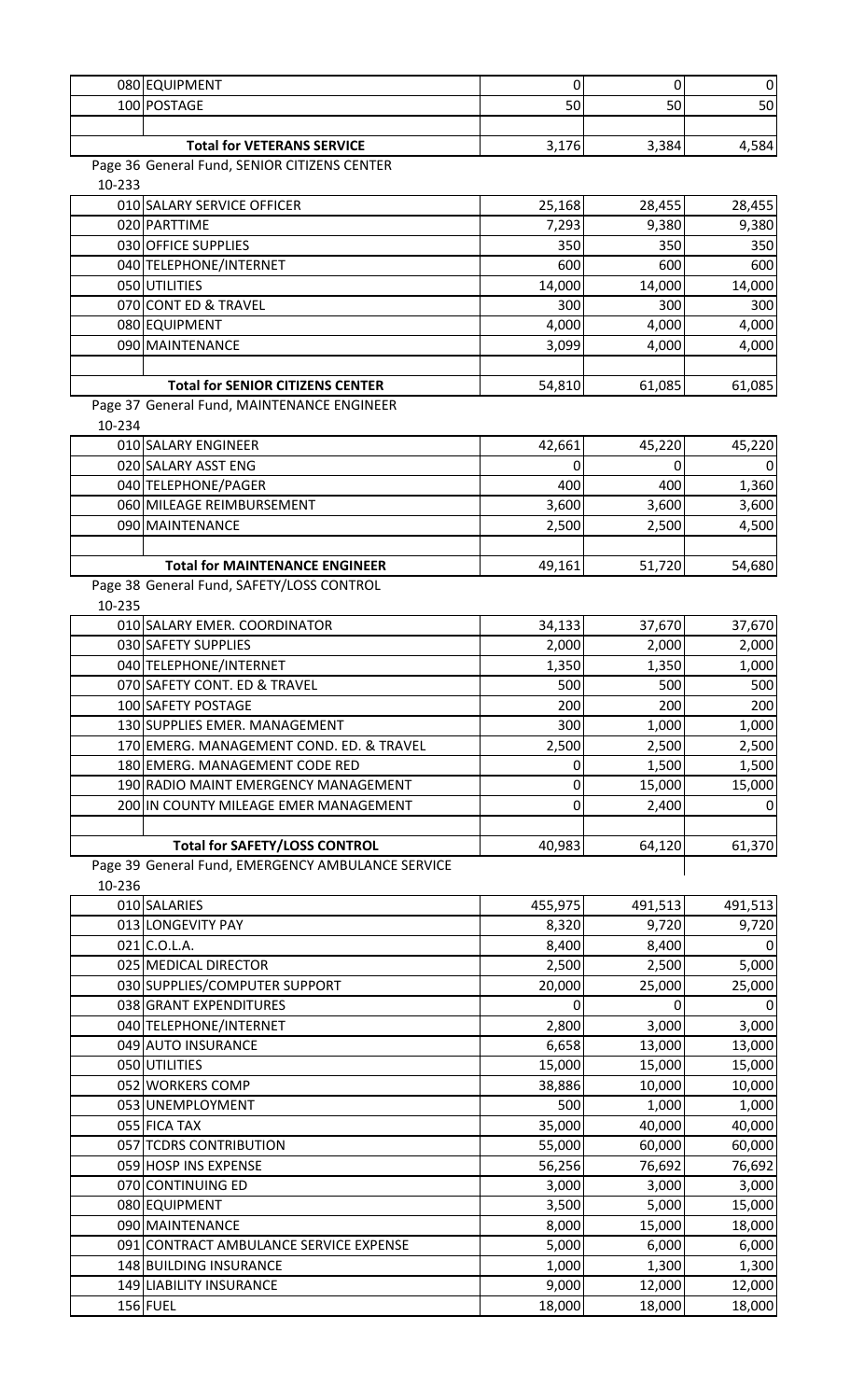| | | | | |
|---|---|---|---|---|
| | 080 EQUIPMENT | 0 | 0 | 0 |
| | 100 POSTAGE | 50 | 50 | 50 |
| | | | | |
| | **Total for VETERANS SERVICE** | 3,176 | 3,384 | 4,584 |

Page 36 General Fund, SENIOR CITIZENS CENTER

10-233

| | | | | |
|---|---|---|---|---|
| | 010 SALARY SERVICE OFFICER | 25,168 | 28,455 | 28,455 |
| | 020 PARTTIME | 7,293 | 9,380 | 9,380 |
| | 030 OFFICE SUPPLIES | 350 | 350 | 350 |
| | 040 TELEPHONE/INTERNET | 600 | 600 | 600 |
| | 050 UTILITIES | 14,000 | 14,000 | 14,000 |
| | 070 CONT ED & TRAVEL | 300 | 300 | 300 |
| | 080 EQUIPMENT | 4,000 | 4,000 | 4,000 |
| | 090 MAINTENANCE | 3,099 | 4,000 | 4,000 |
| | | | | |
| | **Total for SENIOR CITIZENS CENTER** | 54,810 | 61,085 | 61,085 |

Page 37 General Fund, MAINTENANCE ENGINEER

10-234

| | | | | |
|---|---|---|---|---|
| | 010 SALARY ENGINEER | 42,661 | 45,220 | 45,220 |
| | 020 SALARY ASST ENG | 0 | 0 | 0 |
| | 040 TELEPHONE/PAGER | 400 | 400 | 1,360 |
| | 060 MILEAGE REIMBURSEMENT | 3,600 | 3,600 | 3,600 |
| | 090 MAINTENANCE | 2,500 | 2,500 | 4,500 |
| | | | | |
| | **Total for MAINTENANCE ENGINEER** | 49,161 | 51,720 | 54,680 |

Page 38 General Fund, SAFETY/LOSS CONTROL

10-235

| | | | | |
|---|---|---|---|---|
| | 010 SALARY EMER. COORDINATOR | 34,133 | 37,670 | 37,670 |
| | 030 SAFETY SUPPLIES | 2,000 | 2,000 | 2,000 |
| | 040 TELEPHONE/INTERNET | 1,350 | 1,350 | 1,000 |
| | 070 SAFETY CONT. ED & TRAVEL | 500 | 500 | 500 |
| | 100 SAFETY POSTAGE | 200 | 200 | 200 |
| | 130 SUPPLIES EMER. MANAGEMENT | 300 | 1,000 | 1,000 |
| | 170 EMERG. MANAGEMENT COND. ED. & TRAVEL | 2,500 | 2,500 | 2,500 |
| | 180 EMERG. MANAGEMENT CODE RED | 0 | 1,500 | 1,500 |
| | 190 RADIO MAINT EMERGENCY MANAGEMENT | 0 | 15,000 | 15,000 |
| | 200 IN COUNTY MILEAGE EMER MANAGEMENT | 0 | 2,400 | 0 |
| | | | | |
| | **Total for SAFETY/LOSS CONTROL** | 40,983 | 64,120 | 61,370 |

Page 39 General Fund, EMERGENCY AMBULANCE SERVICE

10-236

| | | | | |
|---|---|---|---|---|
| | 010 SALARIES | 455,975 | 491,513 | 491,513 |
| | 013 LONGEVITY PAY | 8,320 | 9,720 | 9,720 |
| | 021 C.O.L.A. | 8,400 | 8,400 | 0 |
| | 025 MEDICAL DIRECTOR | 2,500 | 2,500 | 5,000 |
| | 030 SUPPLIES/COMPUTER SUPPORT | 20,000 | 25,000 | 25,000 |
| | 038 GRANT EXPENDITURES | 0 | 0 | 0 |
| | 040 TELEPHONE/INTERNET | 2,800 | 3,000 | 3,000 |
| | 049 AUTO INSURANCE | 6,658 | 13,000 | 13,000 |
| | 050 UTILITIES | 15,000 | 15,000 | 15,000 |
| | 052 WORKERS COMP | 38,886 | 10,000 | 10,000 |
| | 053 UNEMPLOYMENT | 500 | 1,000 | 1,000 |
| | 055 FICA TAX | 35,000 | 40,000 | 40,000 |
| | 057 TCDRS CONTRIBUTION | 55,000 | 60,000 | 60,000 |
| | 059 HOSP INS EXPENSE | 56,256 | 76,692 | 76,692 |
| | 070 CONTINUING ED | 3,000 | 3,000 | 3,000 |
| | 080 EQUIPMENT | 3,500 | 5,000 | 15,000 |
| | 090 MAINTENANCE | 8,000 | 15,000 | 18,000 |
| | 091 CONTRACT AMBULANCE SERVICE EXPENSE | 5,000 | 6,000 | 6,000 |
| | 148 BUILDING INSURANCE | 1,000 | 1,300 | 1,300 |
| | 149 LIABILITY INSURANCE | 9,000 | 12,000 | 12,000 |
| | 156 FUEL | 18,000 | 18,000 | 18,000 |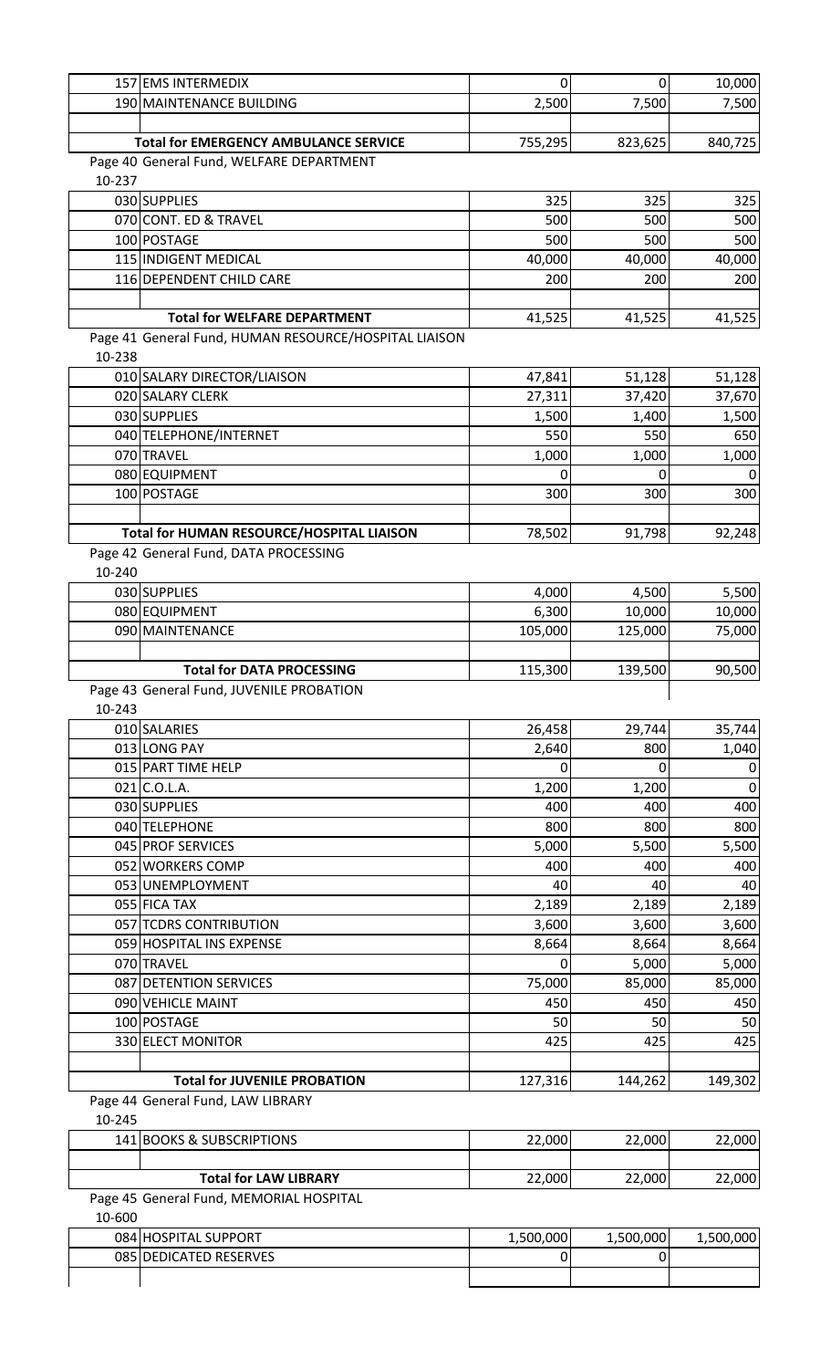| | | | | |
|---|---|---|---|---|
| 157 | EMS INTERMEDIX | 0 | 0 | 10,000 |
| 190 | MAINTENANCE BUILDING | 2,500 | 7,500 | 7,500 |
| | | | | |
| | **Total for EMERGENCY AMBULANCE SERVICE** | 755,295 | 823,625 | 840,725 |

Page 40 General Fund, WELFARE DEPARTMENT

10-237

| | | | | |
|---|---|---|---|---|
| 030 | SUPPLIES | 325 | 325 | 325 |
| 070 | CONT. ED & TRAVEL | 500 | 500 | 500 |
| 100 | POSTAGE | 500 | 500 | 500 |
| 115 | INDIGENT MEDICAL | 40,000 | 40,000 | 40,000 |
| 116 | DEPENDENT CHILD CARE | 200 | 200 | 200 |
| | | | | |
| | **Total for WELFARE DEPARTMENT** | 41,525 | 41,525 | 41,525 |

Page 41 General Fund, HUMAN RESOURCE/HOSPITAL LIAISON

10-238

| | | | | |
|---|---|---|---|---|
| 010 | SALARY DIRECTOR/LIAISON | 47,841 | 51,128 | 51,128 |
| 020 | SALARY CLERK | 27,311 | 37,420 | 37,670 |
| 030 | SUPPLIES | 1,500 | 1,400 | 1,500 |
| 040 | TELEPHONE/INTERNET | 550 | 550 | 650 |
| 070 | TRAVEL | 1,000 | 1,000 | 1,000 |
| 080 | EQUIPMENT | 0 | 0 | 0 |
| 100 | POSTAGE | 300 | 300 | 300 |
| | | | | |
| | **Total for HUMAN RESOURCE/HOSPITAL LIAISON** | 78,502 | 91,798 | 92,248 |

Page 42 General Fund, DATA PROCESSING

10-240

| | | | | |
|---|---|---|---|---|
| 030 | SUPPLIES | 4,000 | 4,500 | 5,500 |
| 080 | EQUIPMENT | 6,300 | 10,000 | 10,000 |
| 090 | MAINTENANCE | 105,000 | 125,000 | 75,000 |
| | | | | |
| | **Total for DATA PROCESSING** | 115,300 | 139,500 | 90,500 |

Page 43 General Fund, JUVENILE PROBATION

10-243

| | | | | |
|---|---|---|---|---|
| 010 | SALARIES | 26,458 | 29,744 | 35,744 |
| 013 | LONG PAY | 2,640 | 800 | 1,040 |
| 015 | PART TIME HELP | 0 | 0 | 0 |
| 021 | C.O.L.A. | 1,200 | 1,200 | 0 |
| 030 | SUPPLIES | 400 | 400 | 400 |
| 040 | TELEPHONE | 800 | 800 | 800 |
| 045 | PROF SERVICES | 5,000 | 5,500 | 5,500 |
| 052 | WORKERS COMP | 400 | 400 | 400 |
| 053 | UNEMPLOYMENT | 40 | 40 | 40 |
| 055 | FICA TAX | 2,189 | 2,189 | 2,189 |
| 057 | TCDRS CONTRIBUTION | 3,600 | 3,600 | 3,600 |
| 059 | HOSPITAL INS EXPENSE | 8,664 | 8,664 | 8,664 |
| 070 | TRAVEL | 0 | 5,000 | 5,000 |
| 087 | DETENTION SERVICES | 75,000 | 85,000 | 85,000 |
| 090 | VEHICLE MAINT | 450 | 450 | 450 |
| 100 | POSTAGE | 50 | 50 | 50 |
| 330 | ELECT MONITOR | 425 | 425 | 425 |
| | | | | |
| | **Total for JUVENILE PROBATION** | 127,316 | 144,262 | 149,302 |

Page 44 General Fund, LAW LIBRARY

10-245

| | | | | |
|---|---|---|---|---|
| 141 | BOOKS & SUBSCRIPTIONS | 22,000 | 22,000 | 22,000 |
| | | | | |
| | **Total for LAW LIBRARY** | 22,000 | 22,000 | 22,000 |

Page 45 General Fund, MEMORIAL HOSPITAL

10-600

| | | | | |
|---|---|---|---|---|
| 084 | HOSPITAL SUPPORT | 1,500,000 | 1,500,000 | 1,500,000 |
| 085 | DEDICATED RESERVES | 0 | 0 | |
| | | | | |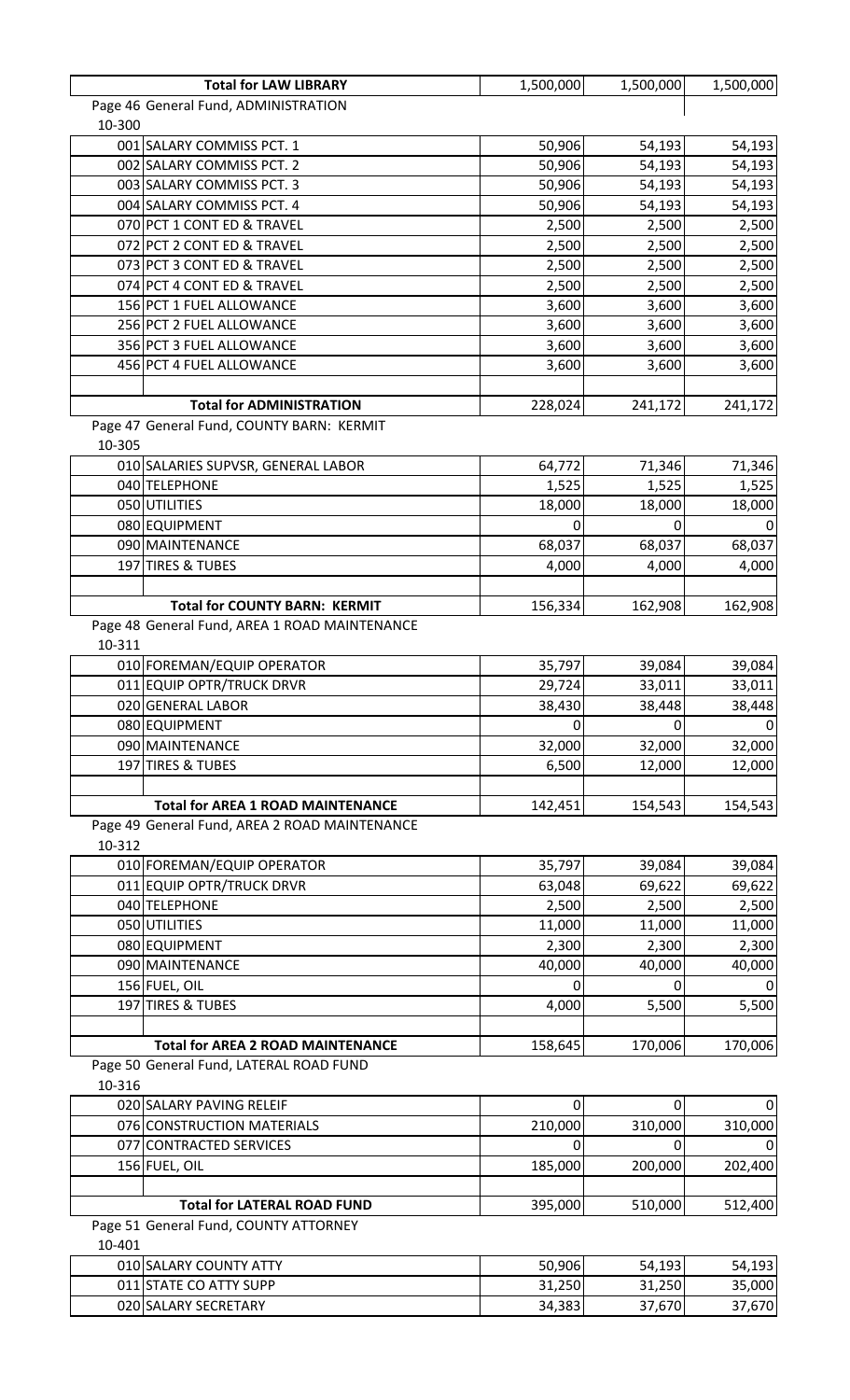| | Total for LAW LIBRARY | 1,500,000 | 1,500,000 | 1,500,000 |
|---|---|---|---|---|
| Page 46 General Fund, ADMINISTRATION | | | | |
| 10-300 | | | | |
| 001 | SALARY COMMISS PCT. 1 | 50,906 | 54,193 | 54,193 |
| 002 | SALARY COMMISS PCT. 2 | 50,906 | 54,193 | 54,193 |
| 003 | SALARY COMMISS PCT. 3 | 50,906 | 54,193 | 54,193 |
| 004 | SALARY COMMISS PCT. 4 | 50,906 | 54,193 | 54,193 |
| 070 | PCT 1 CONT ED & TRAVEL | 2,500 | 2,500 | 2,500 |
| 072 | PCT 2 CONT ED & TRAVEL | 2,500 | 2,500 | 2,500 |
| 073 | PCT 3 CONT ED & TRAVEL | 2,500 | 2,500 | 2,500 |
| 074 | PCT 4 CONT ED & TRAVEL | 2,500 | 2,500 | 2,500 |
| 156 | PCT 1 FUEL ALLOWANCE | 3,600 | 3,600 | 3,600 |
| 256 | PCT 2 FUEL ALLOWANCE | 3,600 | 3,600 | 3,600 |
| 356 | PCT 3 FUEL ALLOWANCE | 3,600 | 3,600 | 3,600 |
| 456 | PCT 4 FUEL ALLOWANCE | 3,600 | 3,600 | 3,600 |
| | **Total for ADMINISTRATION** | 228,024 | 241,172 | 241,172 |
| Page 47 General Fund, COUNTY BARN: KERMIT | | | | |
| 10-305 | | | | |
| 010 | SALARIES SUPVSR, GENERAL LABOR | 64,772 | 71,346 | 71,346 |
| 040 | TELEPHONE | 1,525 | 1,525 | 1,525 |
| 050 | UTILITIES | 18,000 | 18,000 | 18,000 |
| 080 | EQUIPMENT | 0 | 0 | 0 |
| 090 | MAINTENANCE | 68,037 | 68,037 | 68,037 |
| 197 | TIRES & TUBES | 4,000 | 4,000 | 4,000 |
| | **Total for COUNTY BARN: KERMIT** | 156,334 | 162,908 | 162,908 |
| Page 48 General Fund, AREA 1 ROAD MAINTENANCE | | | | |
| 10-311 | | | | |
| 010 | FOREMAN/EQUIP OPERATOR | 35,797 | 39,084 | 39,084 |
| 011 | EQUIP OPTR/TRUCK DRVR | 29,724 | 33,011 | 33,011 |
| 020 | GENERAL LABOR | 38,430 | 38,448 | 38,448 |
| 080 | EQUIPMENT | 0 | 0 | 0 |
| 090 | MAINTENANCE | 32,000 | 32,000 | 32,000 |
| 197 | TIRES & TUBES | 6,500 | 12,000 | 12,000 |
| | **Total for AREA 1 ROAD MAINTENANCE** | 142,451 | 154,543 | 154,543 |
| Page 49 General Fund, AREA 2 ROAD MAINTENANCE | | | | |
| 10-312 | | | | |
| 010 | FOREMAN/EQUIP OPERATOR | 35,797 | 39,084 | 39,084 |
| 011 | EQUIP OPTR/TRUCK DRVR | 63,048 | 69,622 | 69,622 |
| 040 | TELEPHONE | 2,500 | 2,500 | 2,500 |
| 050 | UTILITIES | 11,000 | 11,000 | 11,000 |
| 080 | EQUIPMENT | 2,300 | 2,300 | 2,300 |
| 090 | MAINTENANCE | 40,000 | 40,000 | 40,000 |
| 156 | FUEL, OIL | 0 | 0 | 0 |
| 197 | TIRES & TUBES | 4,000 | 5,500 | 5,500 |
| | **Total for AREA 2 ROAD MAINTENANCE** | 158,645 | 170,006 | 170,006 |
| Page 50 General Fund, LATERAL ROAD FUND | | | | |
| 10-316 | | | | |
| 020 | SALARY PAVING RELEIF | 0 | 0 | 0 |
| 076 | CONSTRUCTION MATERIALS | 210,000 | 310,000 | 310,000 |
| 077 | CONTRACTED SERVICES | 0 | 0 | 0 |
| 156 | FUEL, OIL | 185,000 | 200,000 | 202,400 |
| | **Total for LATERAL ROAD FUND** | 395,000 | 510,000 | 512,400 |
| Page 51 General Fund, COUNTY ATTORNEY | | | | |
| 10-401 | | | | |
| 010 | SALARY COUNTY ATTY | 50,906 | 54,193 | 54,193 |
| 011 | STATE CO ATTY SUPP | 31,250 | 31,250 | 35,000 |
| 020 | SALARY SECRETARY | 34,383 | 37,670 | 37,670 |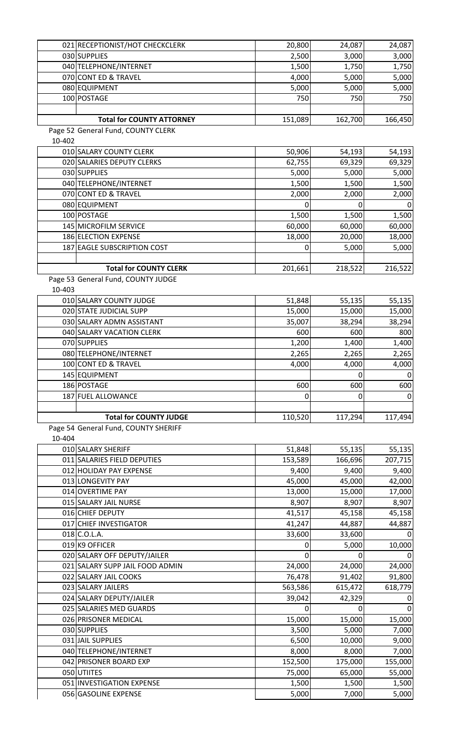| | | | | |
|---|---|---|---|---|
| 021 | RECEPTIONIST/HOT CHECKCLERK | 20,800 | 24,087 | 24,087 |
| 030 | SUPPLIES | 2,500 | 3,000 | 3,000 |
| 040 | TELEPHONE/INTERNET | 1,500 | 1,750 | 1,750 |
| 070 | CONT ED & TRAVEL | 4,000 | 5,000 | 5,000 |
| 080 | EQUIPMENT | 5,000 | 5,000 | 5,000 |
| 100 | POSTAGE | 750 | 750 | 750 |
| | | | | |
| | **Total for COUNTY ATTORNEY** | 151,089 | 162,700 | 166,450 |

Page 52 General Fund, COUNTY CLERK

10-402

| | | | | |
|---|---|---|---|---|
| 010 | SALARY COUNTY CLERK | 50,906 | 54,193 | 54,193 |
| 020 | SALARIES DEPUTY CLERKS | 62,755 | 69,329 | 69,329 |
| 030 | SUPPLIES | 5,000 | 5,000 | 5,000 |
| 040 | TELEPHONE/INTERNET | 1,500 | 1,500 | 1,500 |
| 070 | CONT ED & TRAVEL | 2,000 | 2,000 | 2,000 |
| 080 | EQUIPMENT | 0 | 0 | 0 |
| 100 | POSTAGE | 1,500 | 1,500 | 1,500 |
| 145 | MICROFILM SERVICE | 60,000 | 60,000 | 60,000 |
| 186 | ELECTION EXPENSE | 18,000 | 20,000 | 18,000 |
| 187 | EAGLE SUBSCRIPTION COST | 0 | 5,000 | 5,000 |
| | | | | |
| | **Total for COUNTY CLERK** | 201,661 | 218,522 | 216,522 |

Page 53 General Fund, COUNTY JUDGE

10-403

| | | | | |
|---|---|---|---|---|
| 010 | SALARY COUNTY JUDGE | 51,848 | 55,135 | 55,135 |
| 020 | STATE JUDICIAL SUPP | 15,000 | 15,000 | 15,000 |
| 030 | SALARY ADMN ASSISTANT | 35,007 | 38,294 | 38,294 |
| 040 | SALARY VACATION CLERK | 600 | 600 | 800 |
| 070 | SUPPLIES | 1,200 | 1,400 | 1,400 |
| 080 | TELEPHONE/INTERNET | 2,265 | 2,265 | 2,265 |
| 100 | CONT ED & TRAVEL | 4,000 | 4,000 | 4,000 |
| 145 | EQUIPMENT | | 0 | 0 |
| 186 | POSTAGE | 600 | 600 | 600 |
| 187 | FUEL ALLOWANCE | 0 | 0 | 0 |
| | | | | |
| | **Total for COUNTY JUDGE** | 110,520 | 117,294 | 117,494 |

Page 54 General Fund, COUNTY SHERIFF

10-404

| | | | | |
|---|---|---|---|---|
| 010 | SALARY SHERIFF | 51,848 | 55,135 | 55,135 |
| 011 | SALARIES FIELD DEPUTIES | 153,589 | 166,696 | 207,715 |
| 012 | HOLIDAY PAY EXPENSE | 9,400 | 9,400 | 9,400 |
| 013 | LONGEVITY PAY | 45,000 | 45,000 | 42,000 |
| 014 | OVERTIME PAY | 13,000 | 15,000 | 17,000 |
| 015 | SALARY JAIL NURSE | 8,907 | 8,907 | 8,907 |
| 016 | CHIEF DEPUTY | 41,517 | 45,158 | 45,158 |
| 017 | CHIEF INVESTIGATOR | 41,247 | 44,887 | 44,887 |
| 018 | C.O.L.A. | 33,600 | 33,600 | 0 |
| 019 | K9 OFFICER | 0 | 5,000 | 10,000 |
| 020 | SALARY OFF DEPUTY/JAILER | 0 | 0 | 0 |
| 021 | SALARY SUPP JAIL FOOD ADMIN | 24,000 | 24,000 | 24,000 |
| 022 | SALARY JAIL COOKS | 76,478 | 91,402 | 91,800 |
| 023 | SALARY JAILERS | 563,586 | 615,472 | 618,779 |
| 024 | SALARY DEPUTY/JAILER | 39,042 | 42,329 | 0 |
| 025 | SALARIES MED GUARDS | 0 | 0 | 0 |
| 026 | PRISONER MEDICAL | 15,000 | 15,000 | 15,000 |
| 030 | SUPPLIES | 3,500 | 5,000 | 7,000 |
| 031 | JAIL SUPPLIES | 6,500 | 10,000 | 9,000 |
| 040 | TELEPHONE/INTERNET | 8,000 | 8,000 | 7,000 |
| 042 | PRISONER BOARD EXP | 152,500 | 175,000 | 155,000 |
| 050 | UTIITES | 75,000 | 65,000 | 55,000 |
| 051 | INVESTIGATION EXPENSE | 1,500 | 1,500 | 1,500 |
| 056 | GASOLINE EXPENSE | 5,000 | 7,000 | 5,000 |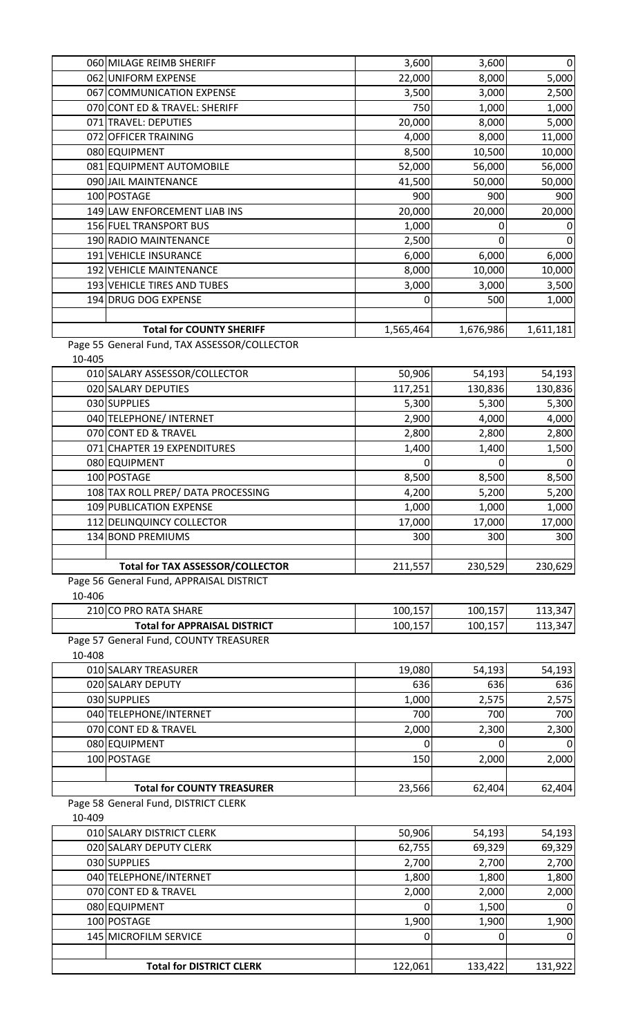| | | | | |
|---|---|---|---|---|
| 060 | MILAGE REIMB SHERIFF | 3,600 | 3,600 | 0 |
| 062 | UNIFORM EXPENSE | 22,000 | 8,000 | 5,000 |
| 067 | COMMUNICATION EXPENSE | 3,500 | 3,000 | 2,500 |
| 070 | CONT ED & TRAVEL: SHERIFF | 750 | 1,000 | 1,000 |
| 071 | TRAVEL: DEPUTIES | 20,000 | 8,000 | 5,000 |
| 072 | OFFICER TRAINING | 4,000 | 8,000 | 11,000 |
| 080 | EQUIPMENT | 8,500 | 10,500 | 10,000 |
| 081 | EQUIPMENT AUTOMOBILE | 52,000 | 56,000 | 56,000 |
| 090 | JAIL MAINTENANCE | 41,500 | 50,000 | 50,000 |
| 100 | POSTAGE | 900 | 900 | 900 |
| 149 | LAW ENFORCEMENT LIAB INS | 20,000 | 20,000 | 20,000 |
| 156 | FUEL TRANSPORT BUS | 1,000 | 0 | 0 |
| 190 | RADIO MAINTENANCE | 2,500 | 0 | 0 |
| 191 | VEHICLE INSURANCE | 6,000 | 6,000 | 6,000 |
| 192 | VEHICLE MAINTENANCE | 8,000 | 10,000 | 10,000 |
| 193 | VEHICLE TIRES AND TUBES | 3,000 | 3,000 | 3,500 |
| 194 | DRUG DOG EXPENSE | 0 | 500 | 1,000 |
| | | | | |
| | **Total for COUNTY SHERIFF** | 1,565,464 | 1,676,986 | 1,611,181 |

Page 55 General Fund, TAX ASSESSOR/COLLECTOR

10-405

| | | | | |
|---|---|---|---|---|
| 010 | SALARY ASSESSOR/COLLECTOR | 50,906 | 54,193 | 54,193 |
| 020 | SALARY DEPUTIES | 117,251 | 130,836 | 130,836 |
| 030 | SUPPLIES | 5,300 | 5,300 | 5,300 |
| 040 | TELEPHONE/ INTERNET | 2,900 | 4,000 | 4,000 |
| 070 | CONT ED & TRAVEL | 2,800 | 2,800 | 2,800 |
| 071 | CHAPTER 19 EXPENDITURES | 1,400 | 1,400 | 1,500 |
| 080 | EQUIPMENT | 0 | 0 | 0 |
| 100 | POSTAGE | 8,500 | 8,500 | 8,500 |
| 108 | TAX ROLL PREP/ DATA PROCESSING | 4,200 | 5,200 | 5,200 |
| 109 | PUBLICATION EXPENSE | 1,000 | 1,000 | 1,000 |
| 112 | DELINQUINCY COLLECTOR | 17,000 | 17,000 | 17,000 |
| 134 | BOND PREMIUMS | 300 | 300 | 300 |
| | | | | |
| | **Total for TAX ASSESSOR/COLLECTOR** | 211,557 | 230,529 | 230,629 |

Page 56 General Fund, APPRAISAL DISTRICT

10-406

| | | | | |
|---|---|---|---|---|
| 210 | CO PRO RATA SHARE | 100,157 | 100,157 | 113,347 |
| | **Total for APPRAISAL DISTRICT** | 100,157 | 100,157 | 113,347 |

Page 57 General Fund, COUNTY TREASURER

10-408

| | | | | |
|---|---|---|---|---|
| 010 | SALARY TREASURER | 19,080 | 54,193 | 54,193 |
| 020 | SALARY DEPUTY | 636 | 636 | 636 |
| 030 | SUPPLIES | 1,000 | 2,575 | 2,575 |
| 040 | TELEPHONE/INTERNET | 700 | 700 | 700 |
| 070 | CONT ED & TRAVEL | 2,000 | 2,300 | 2,300 |
| 080 | EQUIPMENT | 0 | 0 | 0 |
| 100 | POSTAGE | 150 | 2,000 | 2,000 |
| | | | | |
| | **Total for COUNTY TREASURER** | 23,566 | 62,404 | 62,404 |

Page 58 General Fund, DISTRICT CLERK

10-409

| | | | | |
|---|---|---|---|---|
| 010 | SALARY DISTRICT CLERK | 50,906 | 54,193 | 54,193 |
| 020 | SALARY DEPUTY CLERK | 62,755 | 69,329 | 69,329 |
| 030 | SUPPLIES | 2,700 | 2,700 | 2,700 |
| 040 | TELEPHONE/INTERNET | 1,800 | 1,800 | 1,800 |
| 070 | CONT ED & TRAVEL | 2,000 | 2,000 | 2,000 |
| 080 | EQUIPMENT | 0 | 1,500 | 0 |
| 100 | POSTAGE | 1,900 | 1,900 | 1,900 |
| 145 | MICROFILM SERVICE | 0 | 0 | 0 |
| | | | | |
| | **Total for DISTRICT CLERK** | 122,061 | 133,422 | 131,922 |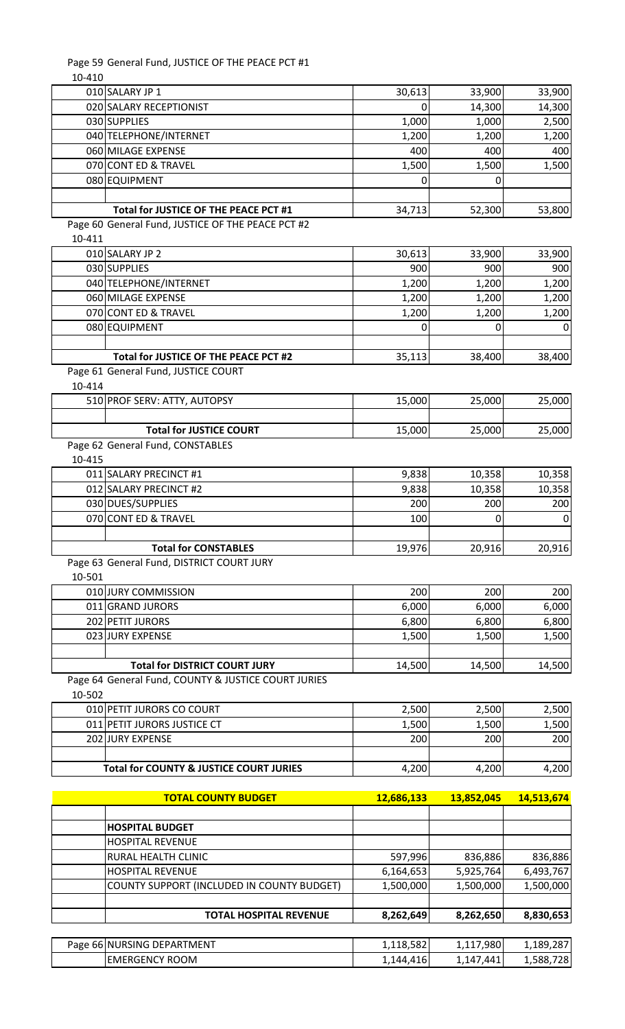Page 59 General Fund, JUSTICE OF THE PEACE PCT #1

10-410

| | | | | |
|---|---|---|---|---|
| 010 | SALARY JP 1 | 30,613 | 33,900 | 33,900 |
| 020 | SALARY RECEPTIONIST | 0 | 14,300 | 14,300 |
| 030 | SUPPLIES | 1,000 | 1,000 | 2,500 |
| 040 | TELEPHONE/INTERNET | 1,200 | 1,200 | 1,200 |
| 060 | MILAGE EXPENSE | 400 | 400 | 400 |
| 070 | CONT ED & TRAVEL | 1,500 | 1,500 | 1,500 |
| 080 | EQUIPMENT | 0 | 0 | |
| | | | | |
| | **Total for JUSTICE OF THE PEACE PCT #1** | 34,713 | 52,300 | 53,800 |

Page 60 General Fund, JUSTICE OF THE PEACE PCT #2

10-411

| | | | | |
|---|---|---|---|---|
| 010 | SALARY JP 2 | 30,613 | 33,900 | 33,900 |
| 030 | SUPPLIES | 900 | 900 | 900 |
| 040 | TELEPHONE/INTERNET | 1,200 | 1,200 | 1,200 |
| 060 | MILAGE EXPENSE | 1,200 | 1,200 | 1,200 |
| 070 | CONT ED & TRAVEL | 1,200 | 1,200 | 1,200 |
| 080 | EQUIPMENT | 0 | 0 | 0 |
| | | | | |
| | **Total for JUSTICE OF THE PEACE PCT #2** | 35,113 | 38,400 | 38,400 |

Page 61 General Fund, JUSTICE COURT

10-414

| | | | | |
|---|---|---|---|---|
| 510 | PROF SERV: ATTY, AUTOPSY | 15,000 | 25,000 | 25,000 |
| | | | | |
| | **Total for JUSTICE COURT** | 15,000 | 25,000 | 25,000 |

Page 62 General Fund, CONSTABLES

10-415

| | | | | |
|---|---|---|---|---|
| 011 | SALARY PRECINCT #1 | 9,838 | 10,358 | 10,358 |
| 012 | SALARY PRECINCT #2 | 9,838 | 10,358 | 10,358 |
| 030 | DUES/SUPPLIES | 200 | 200 | 200 |
| 070 | CONT ED & TRAVEL | 100 | 0 | 0 |
| | | | | |
| | **Total for CONSTABLES** | 19,976 | 20,916 | 20,916 |

Page 63 General Fund, DISTRICT COURT JURY

10-501

| | | | | |
|---|---|---|---|---|
| 010 | JURY COMMISSION | 200 | 200 | 200 |
| 011 | GRAND JURORS | 6,000 | 6,000 | 6,000 |
| 202 | PETIT JURORS | 6,800 | 6,800 | 6,800 |
| 023 | JURY EXPENSE | 1,500 | 1,500 | 1,500 |
| | | | | |
| | **Total for DISTRICT COURT JURY** | 14,500 | 14,500 | 14,500 |

Page 64 General Fund, COUNTY & JUSTICE COURT JURIES

10-502

| | | | | |
|---|---|---|---|---|
| 010 | PETIT JURORS CO COURT | 2,500 | 2,500 | 2,500 |
| 011 | PETIT JURORS JUSTICE CT | 1,500 | 1,500 | 1,500 |
| 202 | JURY EXPENSE | 200 | 200 | 200 |
| | | | | |
| | **Total for COUNTY & JUSTICE COURT JURIES** | 4,200 | 4,200 | 4,200 |

| | | | | |
|---|---|---|---|---|
| | **TOTAL COUNTY BUDGET** | **12,686,133** | **13,852,045** | **14,513,674** |
| | | | | |
| | **HOSPITAL BUDGET** | | | |
| | HOSPITAL REVENUE | | | |
| | RURAL HEALTH CLINIC | 597,996 | 836,886 | 836,886 |
| | HOSPITAL REVENUE | 6,164,653 | 5,925,764 | 6,493,767 |
| | COUNTY SUPPORT (INCLUDED IN COUNTY BUDGET) | 1,500,000 | 1,500,000 | 1,500,000 |
| | | | | |
| | **TOTAL HOSPITAL REVENUE** | **8,262,649** | **8,262,650** | **8,830,653** |

| | | | | |
|---|---|---|---|---|
| Page 66 | NURSING DEPARTMENT | 1,118,582 | 1,117,980 | 1,189,287 |
| | EMERGENCY ROOM | 1,144,416 | 1,147,441 | 1,588,728 |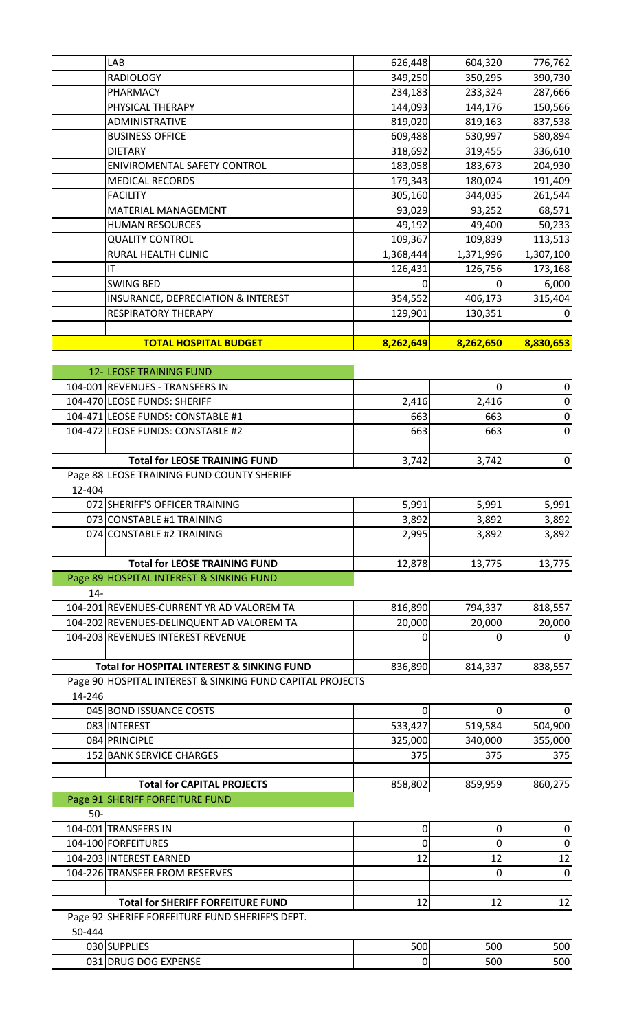| | | | | |
|---|---|---|---|---|
| | LAB | 626,448 | 604,320 | 776,762 |
| | RADIOLOGY | 349,250 | 350,295 | 390,730 |
| | PHARMACY | 234,183 | 233,324 | 287,666 |
| | PHYSICAL THERAPY | 144,093 | 144,176 | 150,566 |
| | ADMINISTRATIVE | 819,020 | 819,163 | 837,538 |
| | BUSINESS OFFICE | 609,488 | 530,997 | 580,894 |
| | DIETARY | 318,692 | 319,455 | 336,610 |
| | ENIVIROMENTAL SAFETY CONTROL | 183,058 | 183,673 | 204,930 |
| | MEDICAL RECORDS | 179,343 | 180,024 | 191,409 |
| | FACILITY | 305,160 | 344,035 | 261,544 |
| | MATERIAL MANAGEMENT | 93,029 | 93,252 | 68,571 |
| | HUMAN RESOURCES | 49,192 | 49,400 | 50,233 |
| | QUALITY CONTROL | 109,367 | 109,839 | 113,513 |
| | RURAL HEALTH CLINIC | 1,368,444 | 1,371,996 | 1,307,100 |
| | IT | 126,431 | 126,756 | 173,168 |
| | SWING BED | 0 | 0 | 6,000 |
| | INSURANCE, DEPRECIATION & INTEREST | 354,552 | 406,173 | 315,404 |
| | RESPIRATORY THERAPY | 129,901 | 130,351 | 0 |
| | | | | |
| | **TOTAL HOSPITAL BUDGET** | **8,262,649** | **8,262,650** | **8,830,653** |

12- LEOSE TRAINING FUND

| | | | | |
|---|---|---|---|---|
| 104-001 | REVENUES - TRANSFERS IN | | 0 | 0 |
| 104-470 | LEOSE FUNDS: SHERIFF | 2,416 | 2,416 | 0 |
| 104-471 | LEOSE FUNDS: CONSTABLE #1 | 663 | 663 | 0 |
| 104-472 | LEOSE FUNDS: CONSTABLE #2 | 663 | 663 | 0 |
| | | | | |
| | **Total for LEOSE TRAINING FUND** | 3,742 | 3,742 | 0 |

Page 88 LEOSE TRAINING FUND COUNTY SHERIFF

12-404

| | | | | |
|---|---|---|---|---|
| 072 | SHERIFF'S OFFICER TRAINING | 5,991 | 5,991 | 5,991 |
| 073 | CONSTABLE #1 TRAINING | 3,892 | 3,892 | 3,892 |
| 074 | CONSTABLE #2 TRAINING | 2,995 | 3,892 | 3,892 |
| | | | | |
| | **Total for LEOSE TRAINING FUND** | 12,878 | 13,775 | 13,775 |

Page 89 HOSPITAL INTEREST & SINKING FUND

14-

| | | | | |
|---|---|---|---|---|
| 104-201 | REVENUES-CURRENT YR AD VALOREM TA | 816,890 | 794,337 | 818,557 |
| 104-202 | REVENUES-DELINQUENT AD VALOREM TA | 20,000 | 20,000 | 20,000 |
| 104-203 | REVENUES INTEREST REVENUE | 0 | 0 | 0 |
| | | | | |
| | **Total for HOSPITAL INTEREST & SINKING FUND** | 836,890 | 814,337 | 838,557 |

Page 90 HOSPITAL INTEREST & SINKING FUND CAPITAL PROJECTS

14-246

| | | | | |
|---|---|---|---|---|
| 045 | BOND ISSUANCE COSTS | 0 | 0 | 0 |
| 083 | INTEREST | 533,427 | 519,584 | 504,900 |
| 084 | PRINCIPLE | 325,000 | 340,000 | 355,000 |
| 152 | BANK SERVICE CHARGES | 375 | 375 | 375 |
| | | | | |
| | **Total for CAPITAL PROJECTS** | 858,802 | 859,959 | 860,275 |

Page 91 SHERIFF FORFEITURE FUND

50-

| | | | | |
|---|---|---|---|---|
| 104-001 | TRANSFERS IN | 0 | 0 | 0 |
| 104-100 | FORFEITURES | 0 | 0 | 0 |
| 104-203 | INTEREST EARNED | 12 | 12 | 12 |
| 104-226 | TRANSFER FROM RESERVES | | 0 | 0 |
| | | | | |
| | **Total for SHERIFF FORFEITURE FUND** | 12 | 12 | 12 |

Page 92 SHERIFF FORFEITURE FUND SHERIFF'S DEPT.

50-444

| | | | | |
|---|---|---|---|---|
| 030 | SUPPLIES | 500 | 500 | 500 |
| 031 | DRUG DOG EXPENSE | 0 | 500 | 500 |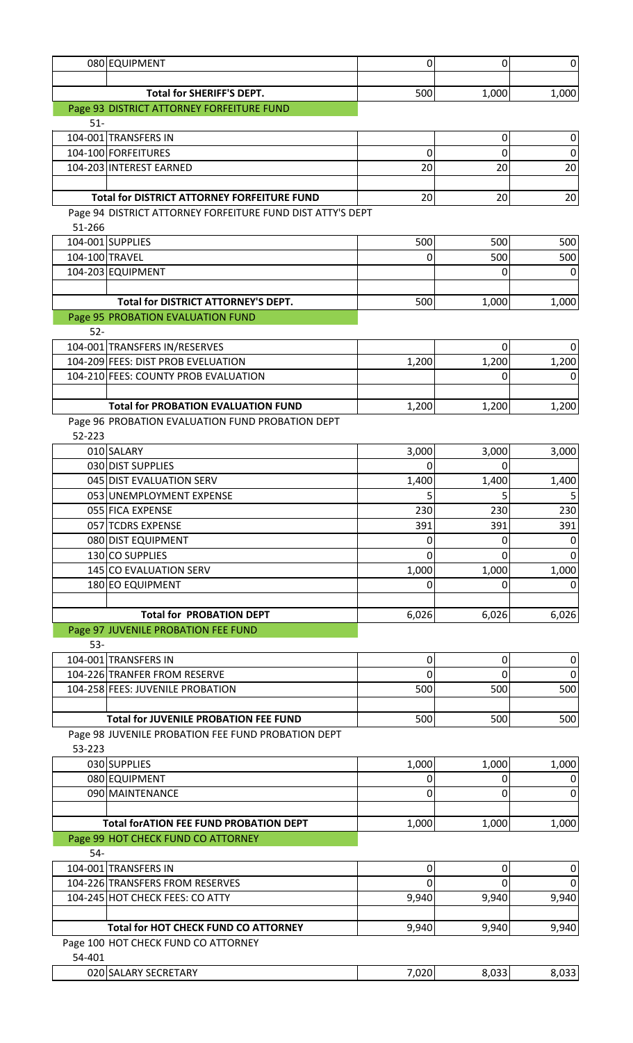| | | | | |
|---|---|---|---|---|
| 080 | EQUIPMENT | 0 | 0 | 0 |
| | | | | |
| | **Total for SHERIFF'S DEPT.** | 500 | 1,000 | 1,000 |
| Page 93 DISTRICT ATTORNEY FORFEITURE FUND | | | | |
| 51- | | | | |
| 104-001 | TRANSFERS IN | | 0 | 0 |
| 104-100 | FORFEITURES | 0 | 0 | 0 |
| 104-203 | INTEREST EARNED | 20 | 20 | 20 |
| | | | | |
| | **Total for DISTRICT ATTORNEY FORFEITURE FUND** | 20 | 20 | 20 |
| Page 94 DISTRICT ATTORNEY FORFEITURE FUND DIST ATTY'S DEPT | | | | |
| 51-266 | | | | |
| 104-001 | SUPPLIES | 500 | 500 | 500 |
| 104-100 | TRAVEL | 0 | 500 | 500 |
| 104-203 | EQUIPMENT | | 0 | 0 |
| | | | | |
| | **Total for DISTRICT ATTORNEY'S DEPT.** | 500 | 1,000 | 1,000 |
| Page 95 PROBATION EVALUATION FUND | | | | |
| 52- | | | | |
| 104-001 | TRANSFERS IN/RESERVES | | 0 | 0 |
| 104-209 | FEES: DIST PROB EVELUATION | 1,200 | 1,200 | 1,200 |
| 104-210 | FEES: COUNTY PROB EVALUATION | | 0 | 0 |
| | | | | |
| | **Total for PROBATION EVALUATION FUND** | 1,200 | 1,200 | 1,200 |
| Page 96 PROBATION EVALUATION FUND PROBATION DEPT | | | | |
| 52-223 | | | | |
| 010 | SALARY | 3,000 | 3,000 | 3,000 |
| 030 | DIST SUPPLIES | 0 | 0 | |
| 045 | DIST EVALUATION SERV | 1,400 | 1,400 | 1,400 |
| 053 | UNEMPLOYMENT EXPENSE | 5 | 5 | 5 |
| 055 | FICA EXPENSE | 230 | 230 | 230 |
| 057 | TCDRS EXPENSE | 391 | 391 | 391 |
| 080 | DIST EQUIPMENT | 0 | 0 | 0 |
| 130 | CO SUPPLIES | 0 | 0 | 0 |
| 145 | CO EVALUATION SERV | 1,000 | 1,000 | 1,000 |
| 180 | EO EQUIPMENT | 0 | 0 | 0 |
| | | | | |
| | **Total for PROBATION DEPT** | 6,026 | 6,026 | 6,026 |
| Page 97 JUVENILE PROBATION FEE FUND | | | | |
| 53- | | | | |
| 104-001 | TRANSFERS IN | 0 | 0 | 0 |
| 104-226 | TRANFER FROM RESERVE | 0 | 0 | 0 |
| 104-258 | FEES: JUVENILE PROBATION | 500 | 500 | 500 |
| | | | | |
| | **Total for JUVENILE PROBATION FEE FUND** | 500 | 500 | 500 |
| Page 98 JUVENILE PROBATION FEE FUND PROBATION DEPT | | | | |
| 53-223 | | | | |
| 030 | SUPPLIES | 1,000 | 1,000 | 1,000 |
| 080 | EQUIPMENT | 0 | 0 | 0 |
| 090 | MAINTENANCE | 0 | 0 | 0 |
| | | | | |
| | **Total forATION FEE FUND PROBATION DEPT** | 1,000 | 1,000 | 1,000 |
| Page 99 HOT CHECK FUND CO ATTORNEY | | | | |
| 54- | | | | |
| 104-001 | TRANSFERS IN | 0 | 0 | 0 |
| 104-226 | TRANSFERS FROM RESERVES | 0 | 0 | 0 |
| 104-245 | HOT CHECK FEES: CO ATTY | 9,940 | 9,940 | 9,940 |
| | | | | |
| | **Total for HOT CHECK FUND CO ATTORNEY** | 9,940 | 9,940 | 9,940 |
| Page 100 HOT CHECK FUND CO ATTORNEY | | | | |
| 54-401 | | | | |
| 020 | SALARY SECRETARY | 7,020 | 8,033 | 8,033 |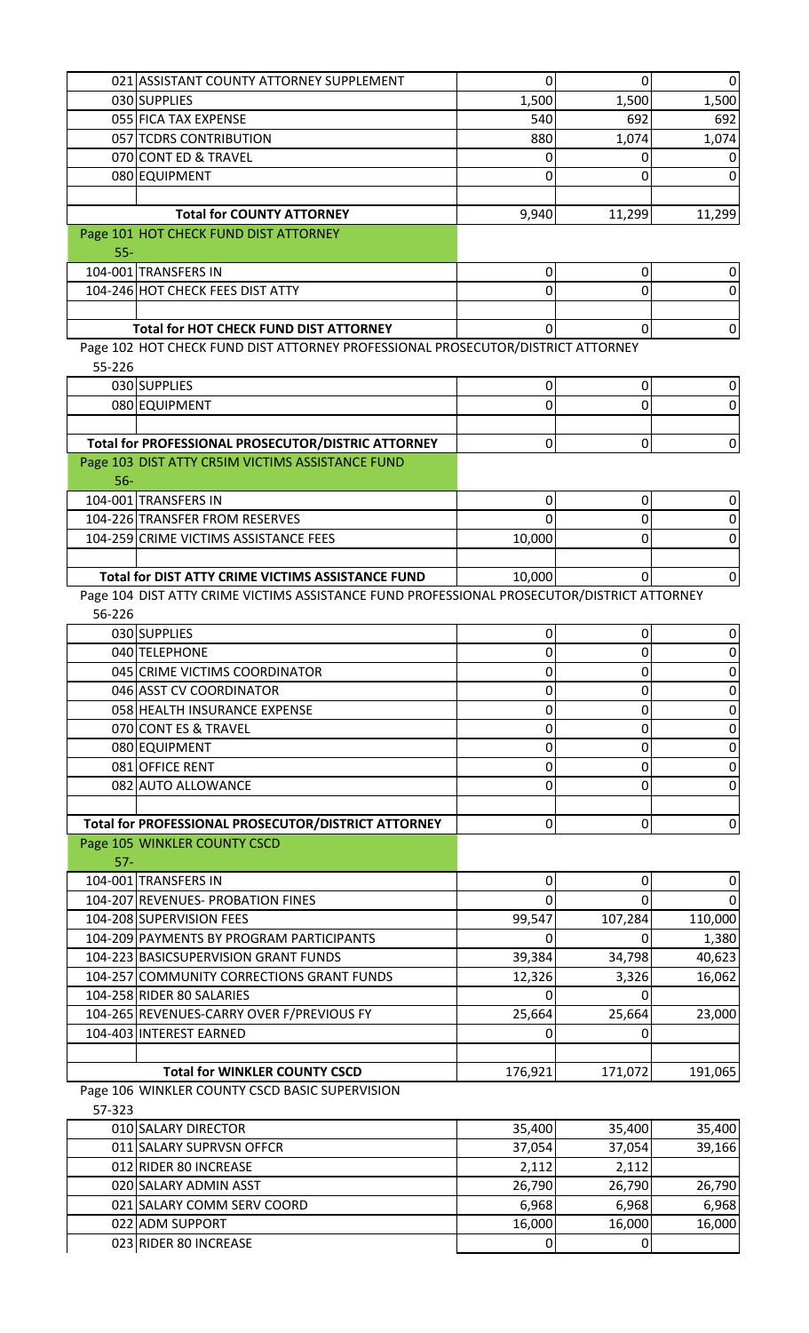| | | | | |
|---|---|---|---|---|
| 021 | ASSISTANT COUNTY ATTORNEY SUPPLEMENT | 0 | 0 | 0 |
| 030 | SUPPLIES | 1,500 | 1,500 | 1,500 |
| 055 | FICA TAX EXPENSE | 540 | 692 | 692 |
| 057 | TCDRS CONTRIBUTION | 880 | 1,074 | 1,074 |
| 070 | CONT ED & TRAVEL | 0 | 0 | 0 |
| 080 | EQUIPMENT | 0 | 0 | 0 |
| | | | | |
| | **Total for COUNTY ATTORNEY** | 9,940 | 11,299 | 11,299 |

Page 101 HOT CHECK FUND DIST ATTORNEY

55-

| | | | | |
|---|---|---|---|---|
| 104-001 | TRANSFERS IN | 0 | 0 | 0 |
| 104-246 | HOT CHECK FEES DIST ATTY | 0 | 0 | 0 |
| | | | | |
| | **Total for HOT CHECK FUND DIST ATTORNEY** | 0 | 0 | 0 |

Page 102 HOT CHECK FUND DIST ATTORNEY PROFESSIONAL PROSECUTOR/DISTRICT ATTORNEY

55-226

| | | | | |
|---|---|---|---|---|
| 030 | SUPPLIES | 0 | 0 | 0 |
| 080 | EQUIPMENT | 0 | 0 | 0 |
| | | | | |
| | **Total for PROFESSIONAL PROSECUTOR/DISTRIC ATTORNEY** | 0 | 0 | 0 |

Page 103 DIST ATTY CR5IM VICTIMS ASSISTANCE FUND

56-

| | | | | |
|---|---|---|---|---|
| 104-001 | TRANSFERS IN | 0 | 0 | 0 |
| 104-226 | TRANSFER FROM RESERVES | 0 | 0 | 0 |
| 104-259 | CRIME VICTIMS ASSISTANCE FEES | 10,000 | 0 | 0 |
| | | | | |
| | **Total for DIST ATTY CRIME VICTIMS ASSISTANCE FUND** | 10,000 | 0 | 0 |

Page 104 DIST ATTY CRIME VICTIMS ASSISTANCE FUND PROFESSIONAL PROSECUTOR/DISTRICT ATTORNEY

56-226

| | | | | |
|---|---|---|---|---|
| 030 | SUPPLIES | 0 | 0 | 0 |
| 040 | TELEPHONE | 0 | 0 | 0 |
| 045 | CRIME VICTIMS COORDINATOR | 0 | 0 | 0 |
| 046 | ASST CV COORDINATOR | 0 | 0 | 0 |
| 058 | HEALTH INSURANCE EXPENSE | 0 | 0 | 0 |
| 070 | CONT ES & TRAVEL | 0 | 0 | 0 |
| 080 | EQUIPMENT | 0 | 0 | 0 |
| 081 | OFFICE RENT | 0 | 0 | 0 |
| 082 | AUTO ALLOWANCE | 0 | 0 | 0 |
| | | | | |
| | **Total for PROFESSIONAL PROSECUTOR/DISTRICT ATTORNEY** | 0 | 0 | 0 |

Page 105 WINKLER COUNTY CSCD

57-

| | | | | |
|---|---|---|---|---|
| 104-001 | TRANSFERS IN | 0 | 0 | 0 |
| 104-207 | REVENUES- PROBATION FINES | 0 | 0 | 0 |
| 104-208 | SUPERVISION FEES | 99,547 | 107,284 | 110,000 |
| 104-209 | PAYMENTS BY PROGRAM PARTICIPANTS | 0 | 0 | 1,380 |
| 104-223 | BASICSUPERVISION GRANT FUNDS | 39,384 | 34,798 | 40,623 |
| 104-257 | COMMUNITY CORRECTIONS GRANT FUNDS | 12,326 | 3,326 | 16,062 |
| 104-258 | RIDER 80 SALARIES | 0 | 0 | |
| 104-265 | REVENUES-CARRY OVER F/PREVIOUS FY | 25,664 | 25,664 | 23,000 |
| 104-403 | INTEREST EARNED | 0 | 0 | |
| | | | | |
| | **Total for WINKLER COUNTY CSCD** | 176,921 | 171,072 | 191,065 |

Page 106 WINKLER COUNTY CSCD BASIC SUPERVISION

57-323

| | | | | |
|---|---|---|---|---|
| 010 | SALARY DIRECTOR | 35,400 | 35,400 | 35,400 |
| 011 | SALARY SUPRVSN OFFCR | 37,054 | 37,054 | 39,166 |
| 012 | RIDER 80 INCREASE | 2,112 | 2,112 | |
| 020 | SALARY ADMIN ASST | 26,790 | 26,790 | 26,790 |
| 021 | SALARY COMM SERV COORD | 6,968 | 6,968 | 6,968 |
| 022 | ADM SUPPORT | 16,000 | 16,000 | 16,000 |
| 023 | RIDER 80 INCREASE | 0 | 0 | |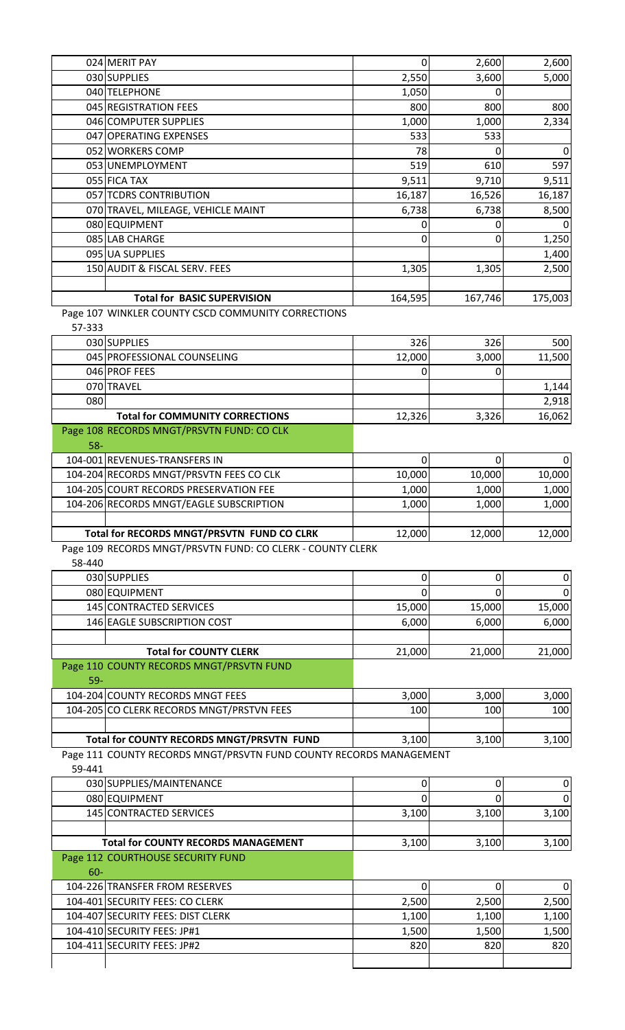| | | | | |
|---|---|---|---|---|
| 024 | MERIT PAY | 0 | 2,600 | 2,600 |
| 030 | SUPPLIES | 2,550 | 3,600 | 5,000 |
| 040 | TELEPHONE | 1,050 | 0 | |
| 045 | REGISTRATION FEES | 800 | 800 | 800 |
| 046 | COMPUTER SUPPLIES | 1,000 | 1,000 | 2,334 |
| 047 | OPERATING EXPENSES | 533 | 533 | |
| 052 | WORKERS COMP | 78 | 0 | 0 |
| 053 | UNEMPLOYMENT | 519 | 610 | 597 |
| 055 | FICA TAX | 9,511 | 9,710 | 9,511 |
| 057 | TCDRS CONTRIBUTION | 16,187 | 16,526 | 16,187 |
| 070 | TRAVEL, MILEAGE, VEHICLE MAINT | 6,738 | 6,738 | 8,500 |
| 080 | EQUIPMENT | 0 | 0 | 0 |
| 085 | LAB CHARGE | 0 | 0 | 1,250 |
| 095 | UA SUPPLIES | | | 1,400 |
| 150 | AUDIT & FISCAL SERV. FEES | 1,305 | 1,305 | 2,500 |
| | | | | |
| | **Total for BASIC SUPERVISION** | 164,595 | 167,746 | 175,003 |

Page 107 WINKLER COUNTY CSCD COMMUNITY CORRECTIONS
57-333

| | | | | |
|---|---|---|---|---|
| 030 | SUPPLIES | 326 | 326 | 500 |
| 045 | PROFESSIONAL COUNSELING | 12,000 | 3,000 | 11,500 |
| 046 | PROF FEES | 0 | 0 | |
| 070 | TRAVEL | | | 1,144 |
| 080 | | | | 2,918 |
| | **Total for COMMUNITY CORRECTIONS** | 12,326 | 3,326 | 16,062 |

Page 108 RECORDS MNGT/PRSVTN FUND: CO CLK
58-

| | | | | |
|---|---|---|---|---|
| 104-001 | REVENUES-TRANSFERS IN | 0 | 0 | 0 |
| 104-204 | RECORDS MNGT/PRSVTN FEES CO CLK | 10,000 | 10,000 | 10,000 |
| 104-205 | COURT RECORDS PRESERVATION FEE | 1,000 | 1,000 | 1,000 |
| 104-206 | RECORDS MNGT/EAGLE SUBSCRIPTION | 1,000 | 1,000 | 1,000 |
| | | | | |
| | **Total for RECORDS MNGT/PRSVTN FUND CO CLRK** | 12,000 | 12,000 | 12,000 |

Page 109 RECORDS MNGT/PRSVTN FUND: CO CLERK - COUNTY CLERK
58-440

| | | | | |
|---|---|---|---|---|
| 030 | SUPPLIES | 0 | 0 | 0 |
| 080 | EQUIPMENT | 0 | 0 | 0 |
| 145 | CONTRACTED SERVICES | 15,000 | 15,000 | 15,000 |
| 146 | EAGLE SUBSCRIPTION COST | 6,000 | 6,000 | 6,000 |
| | | | | |
| | **Total for COUNTY CLERK** | 21,000 | 21,000 | 21,000 |

Page 110 COUNTY RECORDS MNGT/PRSVTN FUND
59-

| | | | | |
|---|---|---|---|---|
| 104-204 | COUNTY RECORDS MNGT FEES | 3,000 | 3,000 | 3,000 |
| 104-205 | CO CLERK RECORDS MNGT/PRSTVN FEES | 100 | 100 | 100 |
| | | | | |
| | **Total for COUNTY RECORDS MNGT/PRSVTN FUND** | 3,100 | 3,100 | 3,100 |

Page 111 COUNTY RECORDS MNGT/PRSVTN FUND COUNTY RECORDS MANAGEMENT
59-441

| | | | | |
|---|---|---|---|---|
| 030 | SUPPLIES/MAINTENANCE | 0 | 0 | 0 |
| 080 | EQUIPMENT | 0 | 0 | 0 |
| 145 | CONTRACTED SERVICES | 3,100 | 3,100 | 3,100 |
| | | | | |
| | **Total for COUNTY RECORDS MANAGEMENT** | 3,100 | 3,100 | 3,100 |

Page 112 COURTHOUSE SECURITY FUND
60-

| | | | | |
|---|---|---|---|---|
| 104-226 | TRANSFER FROM RESERVES | 0 | 0 | 0 |
| 104-401 | SECURITY FEES: CO CLERK | 2,500 | 2,500 | 2,500 |
| 104-407 | SECURITY FEES: DIST CLERK | 1,100 | 1,100 | 1,100 |
| 104-410 | SECURITY FEES: JP#1 | 1,500 | 1,500 | 1,500 |
| 104-411 | SECURITY FEES: JP#2 | 820 | 820 | 820 |
| | | | | |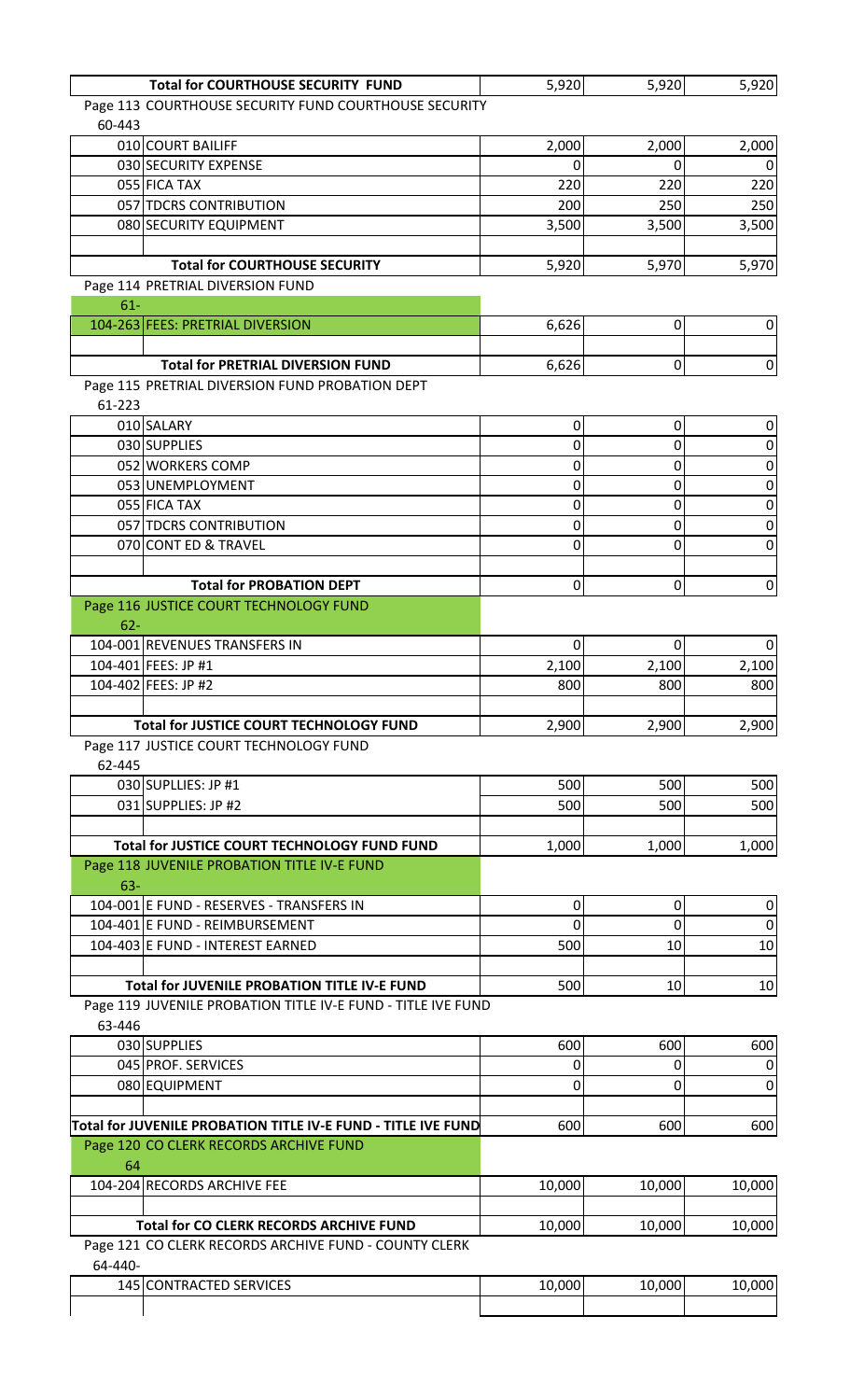| | Total for COURTHOUSE SECURITY FUND | 5,920 | 5,920 | 5,920 |
|---|---|---|---|---|
| Page 113 COURTHOUSE SECURITY FUND COURTHOUSE SECURITY | | | | |
| 60-443 | | | | |
| 010 | COURT BAILIFF | 2,000 | 2,000 | 2,000 |
| 030 | SECURITY EXPENSE | 0 | 0 | 0 |
| 055 | FICA TAX | 220 | 220 | 220 |
| 057 | TDCRS CONTRIBUTION | 200 | 250 | 250 |
| 080 | SECURITY EQUIPMENT | 3,500 | 3,500 | 3,500 |
| | | | | |
| | **Total for COURTHOUSE SECURITY** | 5,920 | 5,970 | 5,970 |
| Page 114 PRETRIAL DIVERSION FUND | | | | |
| 61- | | | | |
| 104-263 | FEES: PRETRIAL DIVERSION | 6,626 | 0 | 0 |
| | | | | |
| | **Total for PRETRIAL DIVERSION FUND** | 6,626 | 0 | 0 |
| Page 115 PRETRIAL DIVERSION FUND PROBATION DEPT | | | | |
| 61-223 | | | | |
| 010 | SALARY | 0 | 0 | 0 |
| 030 | SUPPLIES | 0 | 0 | 0 |
| 052 | WORKERS COMP | 0 | 0 | 0 |
| 053 | UNEMPLOYMENT | 0 | 0 | 0 |
| 055 | FICA TAX | 0 | 0 | 0 |
| 057 | TDCRS CONTRIBUTION | 0 | 0 | 0 |
| 070 | CONT ED & TRAVEL | 0 | 0 | 0 |
| | | | | |
| | **Total for PROBATION DEPT** | 0 | 0 | 0 |
| Page 116 JUSTICE COURT TECHNOLOGY FUND | | | | |
| 62- | | | | |
| 104-001 | REVENUES TRANSFERS IN | 0 | 0 | 0 |
| 104-401 | FEES: JP #1 | 2,100 | 2,100 | 2,100 |
| 104-402 | FEES: JP #2 | 800 | 800 | 800 |
| | | | | |
| | **Total for JUSTICE COURT TECHNOLOGY FUND** | 2,900 | 2,900 | 2,900 |
| Page 117 JUSTICE COURT TECHNOLOGY FUND | | | | |
| 62-445 | | | | |
| 030 | SUPLLIES: JP #1 | 500 | 500 | 500 |
| 031 | SUPPLIES: JP #2 | 500 | 500 | 500 |
| | | | | |
| | **Total for JUSTICE COURT TECHNOLOGY FUND FUND** | 1,000 | 1,000 | 1,000 |
| Page 118 JUVENILE PROBATION TITLE IV-E FUND | | | | |
| 63- | | | | |
| 104-001 | E FUND - RESERVES - TRANSFERS IN | 0 | 0 | 0 |
| 104-401 | E FUND - REIMBURSEMENT | 0 | 0 | 0 |
| 104-403 | E FUND - INTEREST EARNED | 500 | 10 | 10 |
| | | | | |
| | **Total for JUVENILE PROBATION TITLE IV-E FUND** | 500 | 10 | 10 |
| Page 119 JUVENILE PROBATION TITLE IV-E FUND - TITLE IVE FUND | | | | |
| 63-446 | | | | |
| 030 | SUPPLIES | 600 | 600 | 600 |
| 045 | PROF. SERVICES | 0 | 0 | 0 |
| 080 | EQUIPMENT | 0 | 0 | 0 |
| | | | | |
| **Total for JUVENILE PROBATION TITLE IV-E FUND - TITLE IVE FUND** | | 600 | 600 | 600 |
| Page 120 CO CLERK RECORDS ARCHIVE FUND | | | | |
| 64 | | | | |
| 104-204 | RECORDS ARCHIVE FEE | 10,000 | 10,000 | 10,000 |
| | | | | |
| | **Total for CO CLERK RECORDS ARCHIVE FUND** | 10,000 | 10,000 | 10,000 |
| Page 121 CO CLERK RECORDS ARCHIVE FUND - COUNTY CLERK | | | | |
| 64-440- | | | | |
| 145 | CONTRACTED SERVICES | 10,000 | 10,000 | 10,000 |
| | | | | |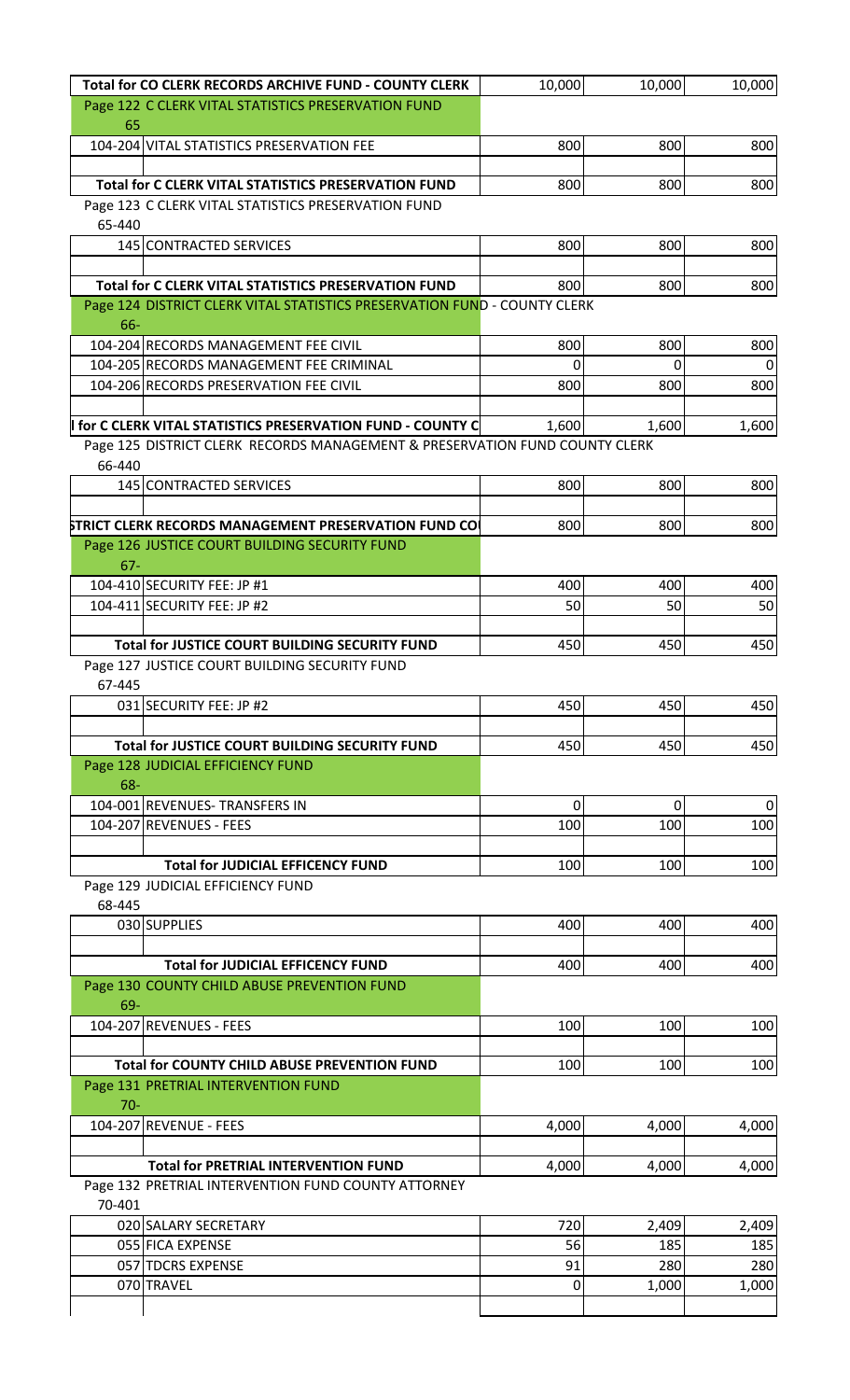| | | | | |
|---|---|---|---|---|
| | Total for CO CLERK RECORDS ARCHIVE FUND - COUNTY CLERK | 10,000 | 10,000 | 10,000 |
| Page 122 C CLERK VITAL STATISTICS PRESERVATION FUND | | | | |
| 65 | | | | |
| 104-204 | VITAL STATISTICS PRESERVATION FEE | 800 | 800 | 800 |
| | | | | |
| | Total for C CLERK VITAL STATISTICS PRESERVATION FUND | 800 | 800 | 800 |
| Page 123 C CLERK VITAL STATISTICS PRESERVATION FUND | | | | |
| 65-440 | | | | |
| 145 | CONTRACTED SERVICES | 800 | 800 | 800 |
| | | | | |
| | Total for C CLERK VITAL STATISTICS PRESERVATION FUND | 800 | 800 | 800 |
| Page 124 DISTRICT CLERK VITAL STATISTICS PRESERVATION FUND - COUNTY CLERK | | | | |
| 66- | | | | |
| 104-204 | RECORDS MANAGEMENT FEE CIVIL | 800 | 800 | 800 |
| 104-205 | RECORDS MANAGEMENT FEE CRIMINAL | 0 | 0 | 0 |
| 104-206 | RECORDS PRESERVATION FEE CIVIL | 800 | 800 | 800 |
| | | | | |
| | l for C CLERK VITAL STATISTICS PRESERVATION FUND - COUNTY C | 1,600 | 1,600 | 1,600 |
| Page 125 DISTRICT CLERK RECORDS MANAGEMENT & PRESERVATION FUND COUNTY CLERK | | | | |
| 66-440 | | | | |
| 145 | CONTRACTED SERVICES | 800 | 800 | 800 |
| | | | | |
| | STRICT CLERK RECORDS MANAGEMENT PRESERVATION FUND CO | 800 | 800 | 800 |
| Page 126 JUSTICE COURT BUILDING SECURITY FUND | | | | |
| 67- | | | | |
| 104-410 | SECURITY FEE: JP #1 | 400 | 400 | 400 |
| 104-411 | SECURITY FEE: JP #2 | 50 | 50 | 50 |
| | | | | |
| | Total for JUSTICE COURT BUILDING SECURITY FUND | 450 | 450 | 450 |
| Page 127 JUSTICE COURT BUILDING SECURITY FUND | | | | |
| 67-445 | | | | |
| 031 | SECURITY FEE: JP #2 | 450 | 450 | 450 |
| | | | | |
| | Total for JUSTICE COURT BUILDING SECURITY FUND | 450 | 450 | 450 |
| Page 128 JUDICIAL EFFICIENCY FUND | | | | |
| 68- | | | | |
| 104-001 | REVENUES- TRANSFERS IN | 0 | 0 | 0 |
| 104-207 | REVENUES - FEES | 100 | 100 | 100 |
| | | | | |
| | Total for JUDICIAL EFFICENCY FUND | 100 | 100 | 100 |
| Page 129 JUDICIAL EFFICIENCY FUND | | | | |
| 68-445 | | | | |
| 030 | SUPPLIES | 400 | 400 | 400 |
| | | | | |
| | Total for JUDICIAL EFFICENCY FUND | 400 | 400 | 400 |
| Page 130 COUNTY CHILD ABUSE PREVENTION FUND | | | | |
| 69- | | | | |
| 104-207 | REVENUES - FEES | 100 | 100 | 100 |
| | | | | |
| | Total for COUNTY CHILD ABUSE PREVENTION FUND | 100 | 100 | 100 |
| Page 131 PRETRIAL INTERVENTION FUND | | | | |
| 70- | | | | |
| 104-207 | REVENUE - FEES | 4,000 | 4,000 | 4,000 |
| | | | | |
| | Total for PRETRIAL INTERVENTION FUND | 4,000 | 4,000 | 4,000 |
| Page 132 PRETRIAL INTERVENTION FUND COUNTY ATTORNEY | | | | |
| 70-401 | | | | |
| 020 | SALARY SECRETARY | 720 | 2,409 | 2,409 |
| 055 | FICA EXPENSE | 56 | 185 | 185 |
| 057 | TDCRS EXPENSE | 91 | 280 | 280 |
| 070 | TRAVEL | 0 | 1,000 | 1,000 |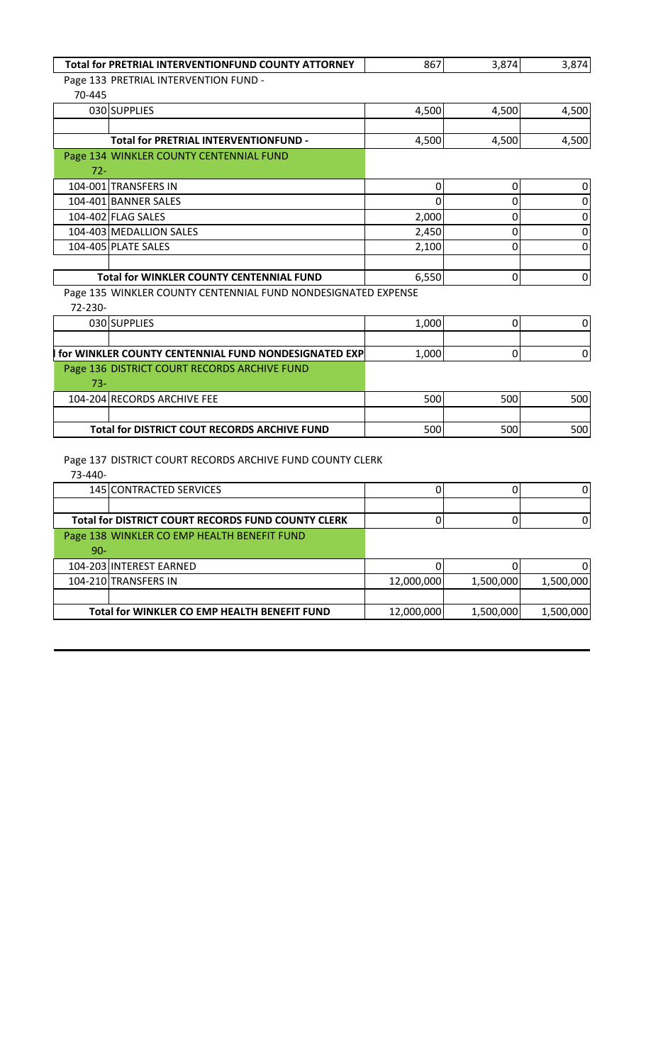| | | | | |
|---|---|---|---|---|
| | **Total for PRETRIAL INTERVENTIONFUND COUNTY ATTORNEY** | 867 | 3,874 | 3,874 |

Page 133 PRETRIAL INTERVENTION FUND -

70-445

| | | | | |
|---|---|---|---|---|
| 030 | SUPPLIES | 4,500 | 4,500 | 4,500 |
| | | | | |
| | **Total for PRETRIAL INTERVENTIONFUND -** | 4,500 | 4,500 | 4,500 |

Page 134 WINKLER COUNTY CENTENNIAL FUND

72-

| | | | | |
|---|---|---|---|---|
| 104-001 | TRANSFERS IN | 0 | 0 | 0 |
| 104-401 | BANNER SALES | 0 | 0 | 0 |
| 104-402 | FLAG SALES | 2,000 | 0 | 0 |
| 104-403 | MEDALLION SALES | 2,450 | 0 | 0 |
| 104-405 | PLATE SALES | 2,100 | 0 | 0 |
| | | | | |
| | **Total for WINKLER COUNTY CENTENNIAL FUND** | 6,550 | 0 | 0 |

Page 135 WINKLER COUNTY CENTENNIAL FUND NONDESIGNATED EXPENSE

72-230-

| | | | | |
|---|---|---|---|---|
| 030 | SUPPLIES | 1,000 | 0 | 0 |
| | | | | |
| | **for WINKLER COUNTY CENTENNIAL FUND NONDESIGNATED EXP** | 1,000 | 0 | 0 |

Page 136 DISTRICT COURT RECORDS ARCHIVE FUND

73-

| | | | | |
|---|---|---|---|---|
| 104-204 | RECORDS ARCHIVE FEE | 500 | 500 | 500 |
| | | | | |
| | **Total for DISTRICT COUT RECORDS ARCHIVE FUND** | 500 | 500 | 500 |

Page 137 DISTRICT COURT RECORDS ARCHIVE FUND COUNTY CLERK

73-440-

| | | | | |
|---|---|---|---|---|
| 145 | CONTRACTED SERVICES | 0 | 0 | 0 |
| | | | | |
| | **Total for DISTRICT COURT RECORDS FUND COUNTY CLERK** | 0 | 0 | 0 |

Page 138 WINKLER CO EMP HEALTH BENEFIT FUND

90-

| | | | | |
|---|---|---|---|---|
| 104-203 | INTEREST EARNED | 0 | 0 | 0 |
| 104-210 | TRANSFERS IN | 12,000,000 | 1,500,000 | 1,500,000 |
| | | | | |
| | **Total for WINKLER CO EMP HEALTH BENEFIT FUND** | 12,000,000 | 1,500,000 | 1,500,000 |